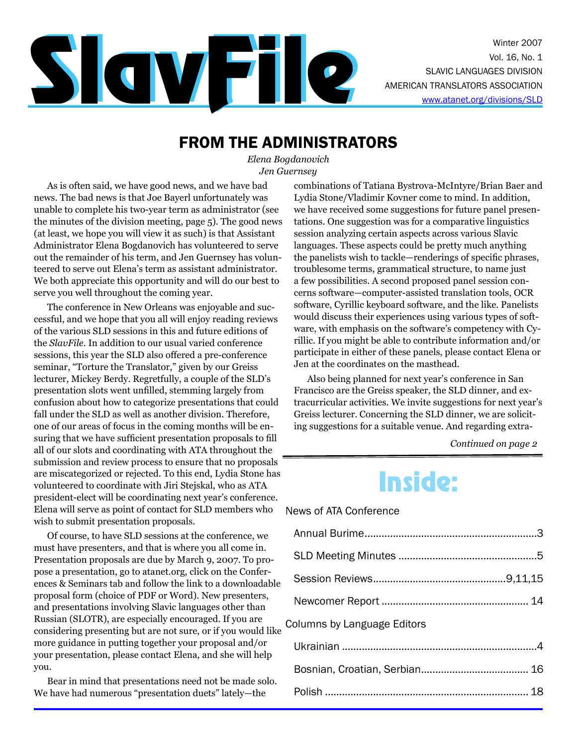# SlavFile

Winter 2007
Vol. 16, No. 1
SLAVIC LANGUAGES DIVISION
AMERICAN TRANSLATORS ASSOCIATION
www.atanet.org/divisions/SLD

## FROM THE ADMINISTRATORS

*Elena Bogdanovich*
*Jen Guernsey*

As is often said, we have good news, and we have bad news. The bad news is that Joe Bayerl unfortunately was unable to complete his two-year term as administrator (see the minutes of the division meeting, page 5). The good news (at least, we hope you will view it as such) is that Assistant Administrator Elena Bogdanovich has volunteered to serve out the remainder of his term, and Jen Guernsey has volunteered to serve out Elena's term as assistant administrator. We both appreciate this opportunity and will do our best to serve you well throughout the coming year.

The conference in New Orleans was enjoyable and successful, and we hope that you all will enjoy reading reviews of the various SLD sessions in this and future editions of the *SlavFile*. In addition to our usual varied conference sessions, this year the SLD also offered a pre-conference seminar, "Torture the Translator," given by our Greiss lecturer, Mickey Berdy. Regretfully, a couple of the SLD's presentation slots went unfilled, stemming largely from confusion about how to categorize presentations that could fall under the SLD as well as another division. Therefore, one of our areas of focus in the coming months will be ensuring that we have sufficient presentation proposals to fill all of our slots and coordinating with ATA throughout the submission and review process to ensure that no proposals are miscategorized or rejected. To this end, Lydia Stone has volunteered to coordinate with Jiri Stejskal, who as ATA president-elect will be coordinating next year's conference. Elena will serve as point of contact for SLD members who wish to submit presentation proposals.

Of course, to have SLD sessions at the conference, we must have presenters, and that is where you all come in. Presentation proposals are due by March 9, 2007. To propose a presentation, go to atanet.org, click on the Conferences & Seminars tab and follow the link to a downloadable proposal form (choice of PDF or Word). New presenters, and presentations involving Slavic languages other than Russian (SLOTR), are especially encouraged. If you are considering presenting but are not sure, or if you would like more guidance in putting together your proposal and/or your presentation, please contact Elena, and she will help you.

Bear in mind that presentations need not be made solo. We have had numerous "presentation duets" lately—the combinations of Tatiana Bystrova-McIntyre/Brian Baer and Lydia Stone/Vladimir Kovner come to mind. In addition, we have received some suggestions for future panel presentations. One suggestion was for a comparative linguistics session analyzing certain aspects across various Slavic languages. These aspects could be pretty much anything the panelists wish to tackle—renderings of specific phrases, troublesome terms, grammatical structure, to name just a few possibilities. A second proposed panel session concerns software—computer-assisted translation tools, OCR software, Cyrillic keyboard software, and the like. Panelists would discuss their experiences using various types of software, with emphasis on the software's competency with Cyrillic. If you might be able to contribute information and/or participate in either of these panels, please contact Elena or Jen at the coordinates on the masthead.

Also being planned for next year's conference in San Francisco are the Greiss speaker, the SLD dinner, and extracurricular activities. We invite suggestions for next year's Greiss lecturer. Concerning the SLD dinner, we are soliciting suggestions for a suitable venue. And regarding extra-

*Continued on page 2*

## Inside:

News of ATA Conference

- Annual Burime....3
- SLD Meeting Minutes....5
- Session Reviews....9,11,15
- Newcomer Report....14

Columns by Language Editors

- Ukrainian....4
- Bosnian, Croatian, Serbian....16
- Polish....18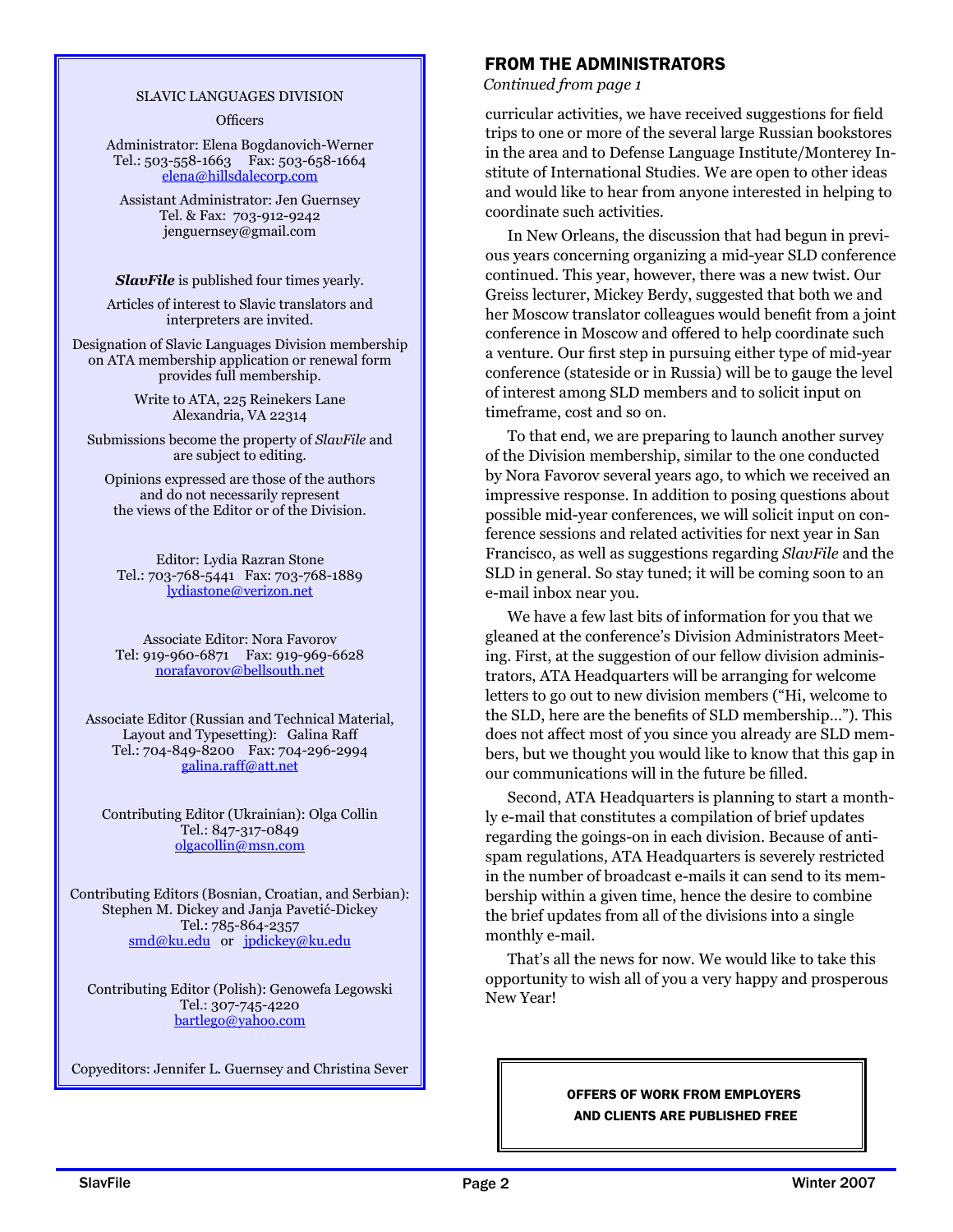SLAVIC LANGUAGES DIVISION

Officers

Administrator: Elena Bogdanovich-Werner
Tel.: 503-558-1663 Fax: 503-658-1664
elena@hillsdalecorp.com

Assistant Administrator: Jen Guernsey
Tel. & Fax: 703-912-9242
jenguernsey@gmail.com

***SlavFile*** is published four times yearly.

Articles of interest to Slavic translators and interpreters are invited.

Designation of Slavic Languages Division membership on ATA membership application or renewal form provides full membership.

Write to ATA, 225 Reinekers Lane
Alexandria, VA 22314

Submissions become the property of *SlavFile* and are subject to editing.

Opinions expressed are those of the authors and do not necessarily represent the views of the Editor or of the Division.

Editor: Lydia Razran Stone
Tel.: 703-768-5441 Fax: 703-768-1889
lydiastone@verizon.net

Associate Editor: Nora Favorov
Tel: 919-960-6871 Fax: 919-969-6628
norafavorov@bellsouth.net

Associate Editor (Russian and Technical Material, Layout and Typesetting): Galina Raff
Tel.: 704-849-8200 Fax: 704-296-2994
galina.raff@att.net

Contributing Editor (Ukrainian): Olga Collin
Tel.: 847-317-0849
olgacollin@msn.com

Contributing Editors (Bosnian, Croatian, and Serbian):
Stephen M. Dickey and Janja Pavetić-Dickey
Tel.: 785-864-2357
smd@ku.edu or jpdickey@ku.edu

Contributing Editor (Polish): Genowefa Legowski
Tel.: 307-745-4220
bartlego@yahoo.com

Copyeditors: Jennifer L. Guernsey and Christina Sever

## FROM THE ADMINISTRATORS

*Continued from page 1*

curricular activities, we have received suggestions for field trips to one or more of the several large Russian bookstores in the area and to Defense Language Institute/Monterey Institute of International Studies. We are open to other ideas and would like to hear from anyone interested in helping to coordinate such activities.

In New Orleans, the discussion that had begun in previous years concerning organizing a mid-year SLD conference continued. This year, however, there was a new twist. Our Greiss lecturer, Mickey Berdy, suggested that both we and her Moscow translator colleagues would benefit from a joint conference in Moscow and offered to help coordinate such a venture. Our first step in pursuing either type of mid-year conference (stateside or in Russia) will be to gauge the level of interest among SLD members and to solicit input on timeframe, cost and so on.

To that end, we are preparing to launch another survey of the Division membership, similar to the one conducted by Nora Favorov several years ago, to which we received an impressive response. In addition to posing questions about possible mid-year conferences, we will solicit input on conference sessions and related activities for next year in San Francisco, as well as suggestions regarding *SlavFile* and the SLD in general. So stay tuned; it will be coming soon to an e-mail inbox near you.

We have a few last bits of information for you that we gleaned at the conference's Division Administrators Meeting. First, at the suggestion of our fellow division administrators, ATA Headquarters will be arranging for welcome letters to go out to new division members ("Hi, welcome to the SLD, here are the benefits of SLD membership…"). This does not affect most of you since you already are SLD members, but we thought you would like to know that this gap in our communications will in the future be filled.

Second, ATA Headquarters is planning to start a monthly e-mail that constitutes a compilation of brief updates regarding the goings-on in each division. Because of anti-spam regulations, ATA Headquarters is severely restricted in the number of broadcast e-mails it can send to its membership within a given time, hence the desire to combine the brief updates from all of the divisions into a single monthly e-mail.

That's all the news for now. We would like to take this opportunity to wish all of you a very happy and prosperous New Year!

**OFFERS OF WORK FROM EMPLOYERS AND CLIENTS ARE PUBLISHED FREE**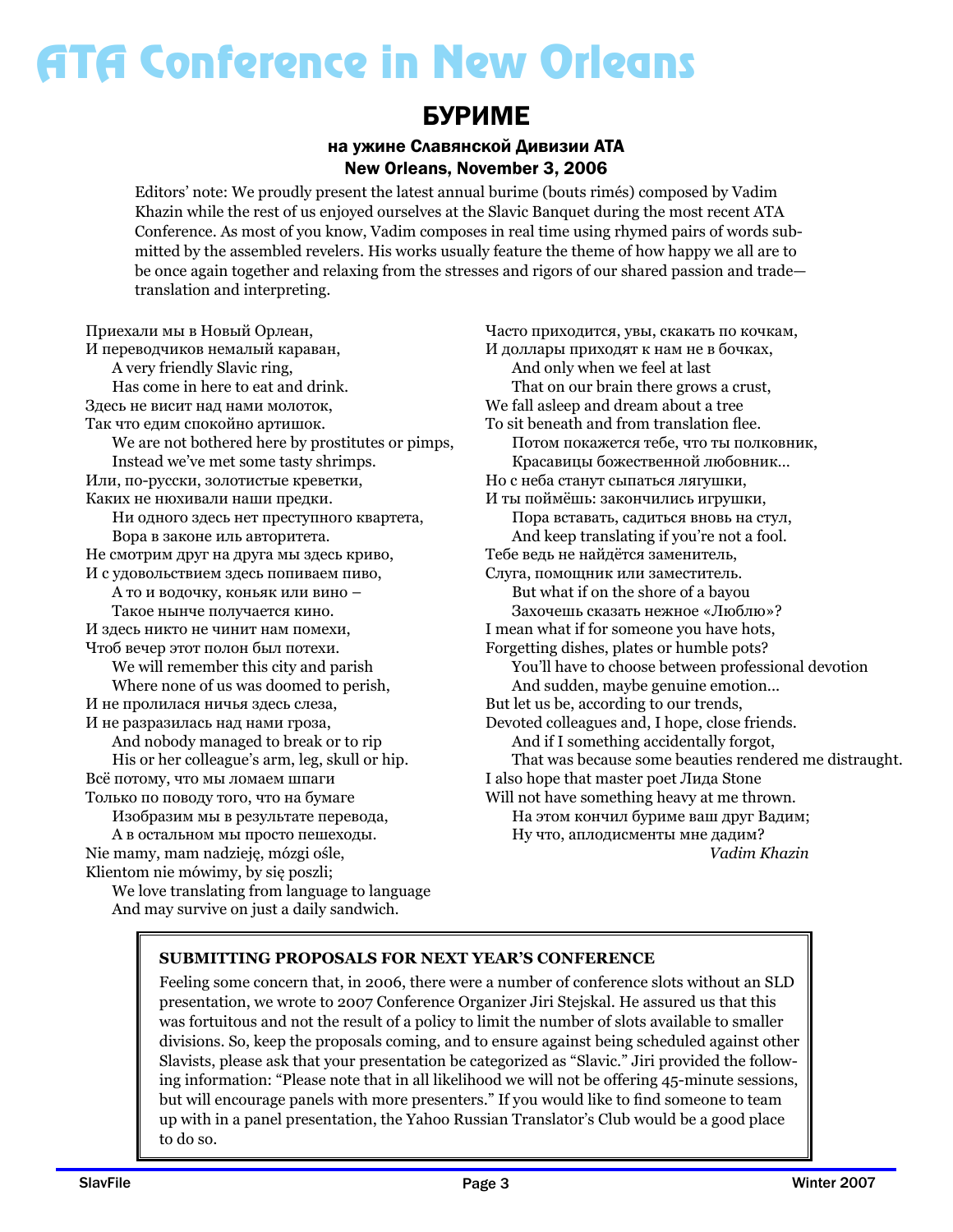# ATA Conference in New Orleans

## БУРИМЕ

### на ужине Славянской Дивизии ATA
### New Orleans, November 3, 2006

Editors' note: We proudly present the latest annual burime (bouts rimés) composed by Vadim Khazin while the rest of us enjoyed ourselves at the Slavic Banquet during the most recent ATA Conference. As most of you know, Vadim composes in real time using rhymed pairs of words submitted by the assembled revelers. His works usually feature the theme of how happy we all are to be once again together and relaxing from the stresses and rigors of our shared passion and trade—translation and interpreting.

Приехали мы в Новый Орлеан,
И переводчиков немалый караван,
A very friendly Slavic ring,
Has come in here to eat and drink.
Здесь не висит над нами молоток,
Так что едим спокойно артишок.
We are not bothered here by prostitutes or pimps,
Instead we've met some tasty shrimps.
Или, по-русски, золотистые креветки,
Каких не нюхивали наши предки.
Ни одного здесь нет преступного квартета,
Вора в законе иль авторитета.
Не смотрим друг на друга мы здесь криво,
И с удовольствием здесь попиваем пиво,
А то и водочку, коньяк или вино –
Такое нынче получается кино.
И здесь никто не чинит нам помехи,
Чтоб вечер этот полон был потехи.
We will remember this city and parish
Where none of us was doomed to perish,
И не пролилася ничья здесь слеза,
И не разразилась над нами гроза,
And nobody managed to break or to rip
His or her colleague's arm, leg, skull or hip.
Всё потому, что мы ломаем шпаги
Только по поводу того, что на бумаге
Изобразим мы в результате перевода,
А в остальном мы просто пешеходы.
Nie mamy, mam nadzieję, mózgi ośle,
Klientom nie mówimy, by się poszli;
We love translating from language to language
And may survive on just a daily sandwich.
Часто приходится, увы, скакать по кочкам,
И доллары приходят к нам не в бочках,
And only when we feel at last
That on our brain there grows a crust,
We fall asleep and dream about a tree
To sit beneath and from translation flee.
Потом покажется тебе, что ты полковник,
Красавицы божественной любовник...
Но с неба станут сыпаться лягушки,
И ты поймёшь: закончились игрушки,
Пора вставать, садиться вновь на стул,
And keep translating if you're not a fool.
Тебе ведь не найдётся заменитель,
Слуга, помощник или заместитель.
But what if on the shore of a bayou
Захочешь сказать нежное «Люблю»?
I mean what if for someone you have hots,
Forgetting dishes, plates or humble pots?
You'll have to choose between professional devotion
And sudden, maybe genuine emotion...
But let us be, according to our trends,
Devoted colleagues and, I hope, close friends.
And if I something accidentally forgot,
That was because some beauties rendered me distraught.
I also hope that master poet Лида Stone
Will not have something heavy at me thrown.
На этом кончил буриме ваш друг Вадим;
Ну что, аплодисменты мне дадим?

*Vadim Khazin*

---

**SUBMITTING PROPOSALS FOR NEXT YEAR'S CONFERENCE**

Feeling some concern that, in 2006, there were a number of conference slots without an SLD presentation, we wrote to 2007 Conference Organizer Jiri Stejskal. He assured us that this was fortuitous and not the result of a policy to limit the number of slots available to smaller divisions. So, keep the proposals coming, and to ensure against being scheduled against other Slavists, please ask that your presentation be categorized as "Slavic." Jiri provided the following information: "Please note that in all likelihood we will not be offering 45-minute sessions, but will encourage panels with more presenters." If you would like to find someone to team up with in a panel presentation, the Yahoo Russian Translator's Club would be a good place to do so.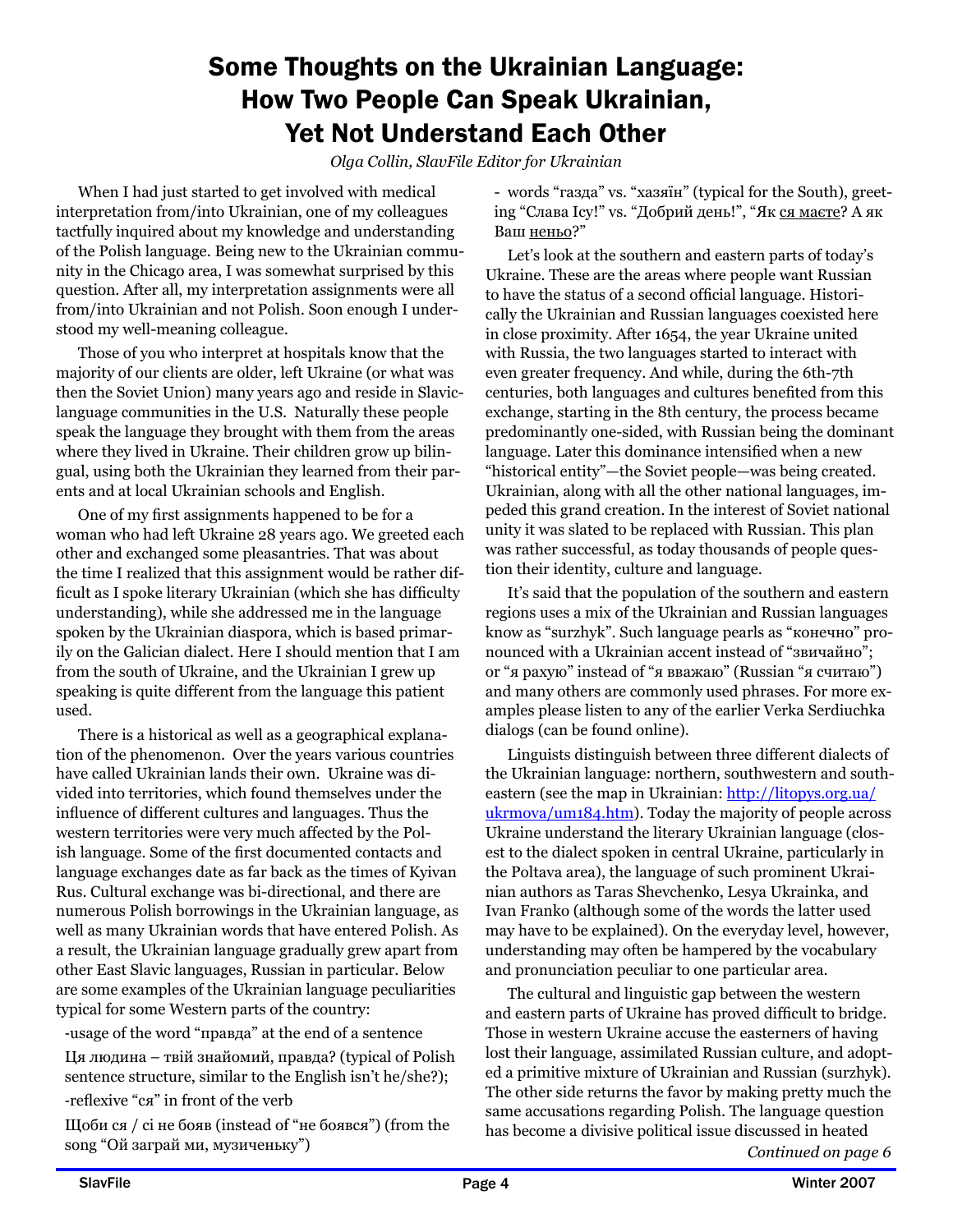# Some Thoughts on the Ukrainian Language: How Two People Can Speak Ukrainian, Yet Not Understand Each Other

*Olga Collin, SlavFile Editor for Ukrainian*

When I had just started to get involved with medical interpretation from/into Ukrainian, one of my colleagues tactfully inquired about my knowledge and understanding of the Polish language. Being new to the Ukrainian community in the Chicago area, I was somewhat surprised by this question. After all, my interpretation assignments were all from/into Ukrainian and not Polish. Soon enough I understood my well-meaning colleague.

Those of you who interpret at hospitals know that the majority of our clients are older, left Ukraine (or what was then the Soviet Union) many years ago and reside in Slavic-language communities in the U.S. Naturally these people speak the language they brought with them from the areas where they lived in Ukraine. Their children grow up bilingual, using both the Ukrainian they learned from their parents and at local Ukrainian schools and English.

One of my first assignments happened to be for a woman who had left Ukraine 28 years ago. We greeted each other and exchanged some pleasantries. That was about the time I realized that this assignment would be rather difficult as I spoke literary Ukrainian (which she has difficulty understanding), while she addressed me in the language spoken by the Ukrainian diaspora, which is based primarily on the Galician dialect. Here I should mention that I am from the south of Ukraine, and the Ukrainian I grew up speaking is quite different from the language this patient used.

There is a historical as well as a geographical explanation of the phenomenon. Over the years various countries have called Ukrainian lands their own. Ukraine was divided into territories, which found themselves under the influence of different cultures and languages. Thus the western territories were very much affected by the Polish language. Some of the first documented contacts and language exchanges date as far back as the times of Kyivan Rus. Cultural exchange was bi-directional, and there are numerous Polish borrowings in the Ukrainian language, as well as many Ukrainian words that have entered Polish. As a result, the Ukrainian language gradually grew apart from other East Slavic languages, Russian in particular. Below are some examples of the Ukrainian language peculiarities typical for some Western parts of the country:

-usage of the word "правда" at the end of a sentence

Ця людина – твій знайомий, правда? (typical of Polish sentence structure, similar to the English isn't he/she?);

-reflexive "ся" in front of the verb

Щоби ся / сі не бояв (instead of "не боявся") (from the song "Ой заграй ми, музиченьку")

- words "газда" vs. "хазяїн" (typical for the South), greeting "Слава Ісу!" vs. "Добрий день!", "Як <u>ся маєте</u>? А як Ваш <u>неньо</u>?"

Let's look at the southern and eastern parts of today's Ukraine. These are the areas where people want Russian to have the status of a second official language. Historically the Ukrainian and Russian languages coexisted here in close proximity. After 1654, the year Ukraine united with Russia, the two languages started to interact with even greater frequency. And while, during the 6th-7th centuries, both languages and cultures benefited from this exchange, starting in the 8th century, the process became predominantly one-sided, with Russian being the dominant language. Later this dominance intensified when a new "historical entity"—the Soviet people—was being created. Ukrainian, along with all the other national languages, impeded this grand creation. In the interest of Soviet national unity it was slated to be replaced with Russian. This plan was rather successful, as today thousands of people question their identity, culture and language.

It's said that the population of the southern and eastern regions uses a mix of the Ukrainian and Russian languages know as "surzhyk". Such language pearls as "конечно" pronounced with a Ukrainian accent instead of "звичайно"; or "я рахую" instead of "я вважаю" (Russian "я считаю") and many others are commonly used phrases. For more examples please listen to any of the earlier Verka Serdiuchka dialogs (can be found online).

Linguists distinguish between three different dialects of the Ukrainian language: northern, southwestern and southeastern (see the map in Ukrainian: http://litopys.org.ua/ukrmova/um184.htm). Today the majority of people across Ukraine understand the literary Ukrainian language (closest to the dialect spoken in central Ukraine, particularly in the Poltava area), the language of such prominent Ukrainian authors as Taras Shevchenko, Lesya Ukrainka, and Ivan Franko (although some of the words the latter used may have to be explained). On the everyday level, however, understanding may often be hampered by the vocabulary and pronunciation peculiar to one particular area.

The cultural and linguistic gap between the western and eastern parts of Ukraine has proved difficult to bridge. Those in western Ukraine accuse the easterners of having lost their language, assimilated Russian culture, and adopted a primitive mixture of Ukrainian and Russian (surzhyk). The other side returns the favor by making pretty much the same accusations regarding Polish. The language question has become a divisive political issue discussed in heated

*Continued on page 6*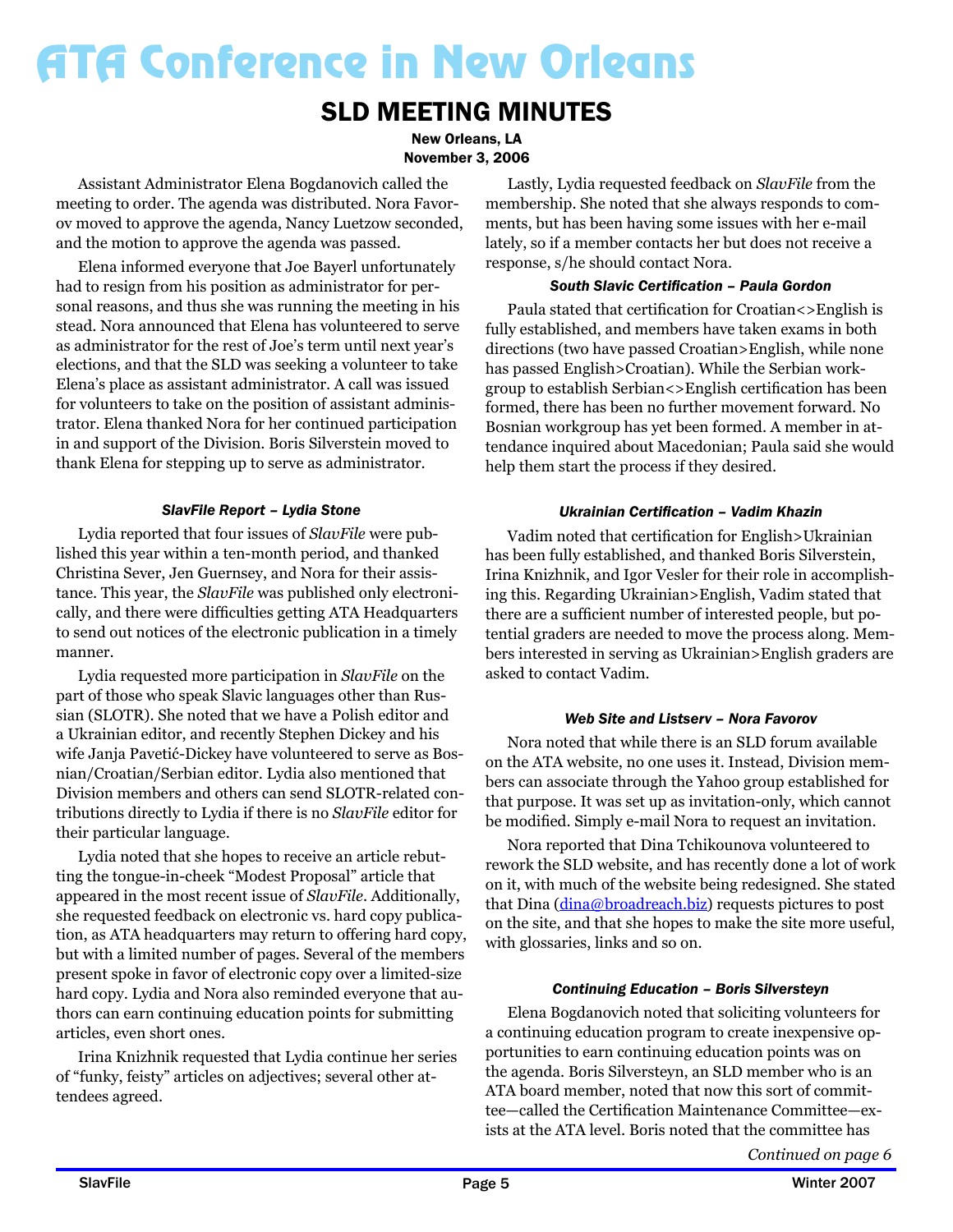# ATA Conference in New Orleans

## SLD MEETING MINUTES

**New Orleans, LA**
**November 3, 2006**

Assistant Administrator Elena Bogdanovich called the meeting to order. The agenda was distributed. Nora Favorov moved to approve the agenda, Nancy Luetzow seconded, and the motion to approve the agenda was passed.

Elena informed everyone that Joe Bayerl unfortunately had to resign from his position as administrator for personal reasons, and thus she was running the meeting in his stead. Nora announced that Elena has volunteered to serve as administrator for the rest of Joe's term until next year's elections, and that the SLD was seeking a volunteer to take Elena's place as assistant administrator. A call was issued for volunteers to take on the position of assistant administrator. Elena thanked Nora for her continued participation in and support of the Division. Boris Silverstein moved to thank Elena for stepping up to serve as administrator.

### *SlavFile Report – Lydia Stone*

Lydia reported that four issues of *SlavFile* were published this year within a ten-month period, and thanked Christina Sever, Jen Guernsey, and Nora for their assistance. This year, the *SlavFile* was published only electronically, and there were difficulties getting ATA Headquarters to send out notices of the electronic publication in a timely manner.

Lydia requested more participation in *SlavFile* on the part of those who speak Slavic languages other than Russian (SLOTR). She noted that we have a Polish editor and a Ukrainian editor, and recently Stephen Dickey and his wife Janja Pavetić-Dickey have volunteered to serve as Bosnian/Croatian/Serbian editor. Lydia also mentioned that Division members and others can send SLOTR-related contributions directly to Lydia if there is no *SlavFile* editor for their particular language.

Lydia noted that she hopes to receive an article rebutting the tongue-in-cheek "Modest Proposal" article that appeared in the most recent issue of *SlavFile*. Additionally, she requested feedback on electronic vs. hard copy publication, as ATA headquarters may return to offering hard copy, but with a limited number of pages. Several of the members present spoke in favor of electronic copy over a limited-size hard copy. Lydia and Nora also reminded everyone that authors can earn continuing education points for submitting articles, even short ones.

Irina Knizhnik requested that Lydia continue her series of "funky, feisty" articles on adjectives; several other attendees agreed.

Lastly, Lydia requested feedback on *SlavFile* from the membership. She noted that she always responds to comments, but has been having some issues with her e-mail lately, so if a member contacts her but does not receive a response, s/he should contact Nora.

### *South Slavic Certification – Paula Gordon*

Paula stated that certification for Croatian<>English is fully established, and members have taken exams in both directions (two have passed Croatian>English, while none has passed English>Croatian). While the Serbian workgroup to establish Serbian<>English certification has been formed, there has been no further movement forward. No Bosnian workgroup has yet been formed. A member in attendance inquired about Macedonian; Paula said she would help them start the process if they desired.

### *Ukrainian Certification – Vadim Khazin*

Vadim noted that certification for English>Ukrainian has been fully established, and thanked Boris Silverstein, Irina Knizhnik, and Igor Vesler for their role in accomplishing this. Regarding Ukrainian>English, Vadim stated that there are a sufficient number of interested people, but potential graders are needed to move the process along. Members interested in serving as Ukrainian>English graders are asked to contact Vadim.

### *Web Site and Listserv – Nora Favorov*

Nora noted that while there is an SLD forum available on the ATA website, no one uses it. Instead, Division members can associate through the Yahoo group established for that purpose. It was set up as invitation-only, which cannot be modified. Simply e-mail Nora to request an invitation.

Nora reported that Dina Tchikounova volunteered to rework the SLD website, and has recently done a lot of work on it, with much of the website being redesigned. She stated that Dina (dina@broadreach.biz) requests pictures to post on the site, and that she hopes to make the site more useful, with glossaries, links and so on.

### *Continuing Education – Boris Silversteyn*

Elena Bogdanovich noted that soliciting volunteers for a continuing education program to create inexpensive opportunities to earn continuing education points was on the agenda. Boris Silversteyn, an SLD member who is an ATA board member, noted that now this sort of committee—called the Certification Maintenance Committee—exists at the ATA level. Boris noted that the committee has

*Continued on page 6*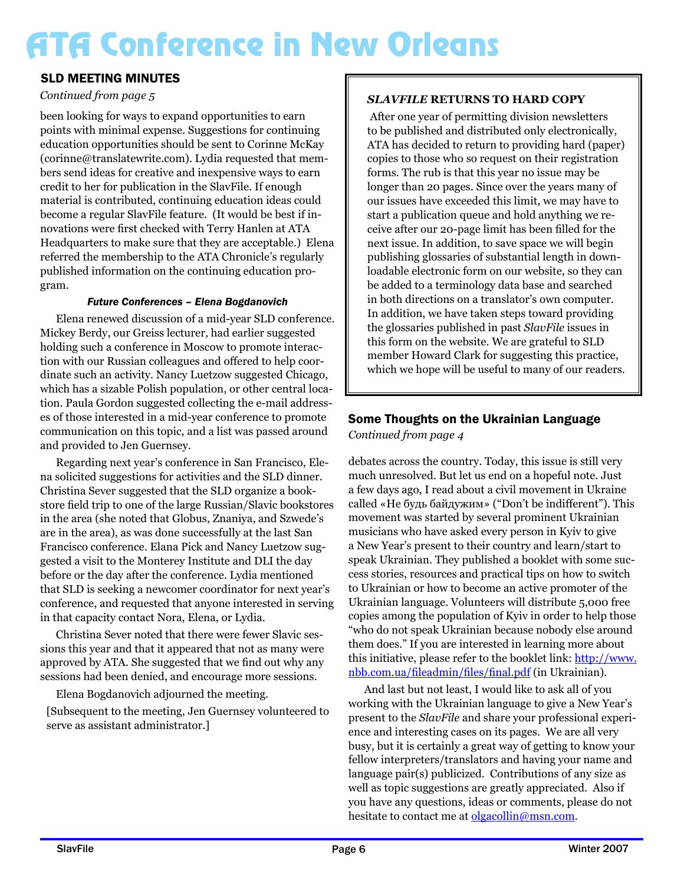# ATA Conference in New Orleans

## SLD MEETING MINUTES

*Continued from page 5*

been looking for ways to expand opportunities to earn points with minimal expense. Suggestions for continuing education opportunities should be sent to Corinne McKay (corinne@translatewrite.com). Lydia requested that members send ideas for creative and inexpensive ways to earn credit to her for publication in the SlavFile. If enough material is contributed, continuing education ideas could become a regular SlavFile feature. (It would be best if innovations were first checked with Terry Hanlen at ATA Headquarters to make sure that they are acceptable.) Elena referred the membership to the ATA Chronicle's regularly published information on the continuing education program.

***Future Conferences – Elena Bogdanovich***

Elena renewed discussion of a mid-year SLD conference. Mickey Berdy, our Greiss lecturer, had earlier suggested holding such a conference in Moscow to promote interaction with our Russian colleagues and offered to help coordinate such an activity. Nancy Luetzow suggested Chicago, which has a sizable Polish population, or other central location. Paula Gordon suggested collecting the e-mail addresses of those interested in a mid-year conference to promote communication on this topic, and a list was passed around and provided to Jen Guernsey.

Regarding next year's conference in San Francisco, Elena solicited suggestions for activities and the SLD dinner. Christina Sever suggested that the SLD organize a bookstore field trip to one of the large Russian/Slavic bookstores in the area (she noted that Globus, Znaniya, and Szwede's are in the area), as was done successfully at the last San Francisco conference. Elana Pick and Nancy Luetzow suggested a visit to the Monterey Institute and DLI the day before or the day after the conference. Lydia mentioned that SLD is seeking a newcomer coordinator for next year's conference, and requested that anyone interested in serving in that capacity contact Nora, Elena, or Lydia.

Christina Sever noted that there were fewer Slavic sessions this year and that it appeared that not as many were approved by ATA. She suggested that we find out why any sessions had been denied, and encourage more sessions.

Elena Bogdanovich adjourned the meeting.

[Subsequent to the meeting, Jen Guernsey volunteered to serve as assistant administrator.]

### *SLAVFILE* RETURNS TO HARD COPY

After one year of permitting division newsletters to be published and distributed only electronically, ATA has decided to return to providing hard (paper) copies to those who so request on their registration forms. The rub is that this year no issue may be longer than 20 pages. Since over the years many of our issues have exceeded this limit, we may have to start a publication queue and hold anything we receive after our 20-page limit has been filled for the next issue. In addition, to save space we will begin publishing glossaries of substantial length in downloadable electronic form on our website, so they can be added to a terminology data base and searched in both directions on a translator's own computer. In addition, we have taken steps toward providing the glossaries published in past *SlavFile* issues in this form on the website. We are grateful to SLD member Howard Clark for suggesting this practice, which we hope will be useful to many of our readers.

## Some Thoughts on the Ukrainian Language

*Continued from page 4*

debates across the country. Today, this issue is still very much unresolved. But let us end on a hopeful note. Just a few days ago, I read about a civil movement in Ukraine called «Не будь байдужим» ("Don't be indifferent"). This movement was started by several prominent Ukrainian musicians who have asked every person in Kyiv to give a New Year's present to their country and learn/start to speak Ukrainian. They published a booklet with some success stories, resources and practical tips on how to switch to Ukrainian or how to become an active promoter of the Ukrainian language. Volunteers will distribute 5,000 free copies among the population of Kyiv in order to help those "who do not speak Ukrainian because nobody else around them does." If you are interested in learning more about this initiative, please refer to the booklet link: http://www.nbb.com.ua/fileadmin/files/final.pdf (in Ukrainian).

And last but not least, I would like to ask all of you working with the Ukrainian language to give a New Year's present to the *SlavFile* and share your professional experience and interesting cases on its pages. We are all very busy, but it is certainly a great way of getting to know your fellow interpreters/translators and having your name and language pair(s) publicized. Contributions of any size as well as topic suggestions are greatly appreciated. Also if you have any questions, ideas or comments, please do not hesitate to contact me at olgacollin@msn.com.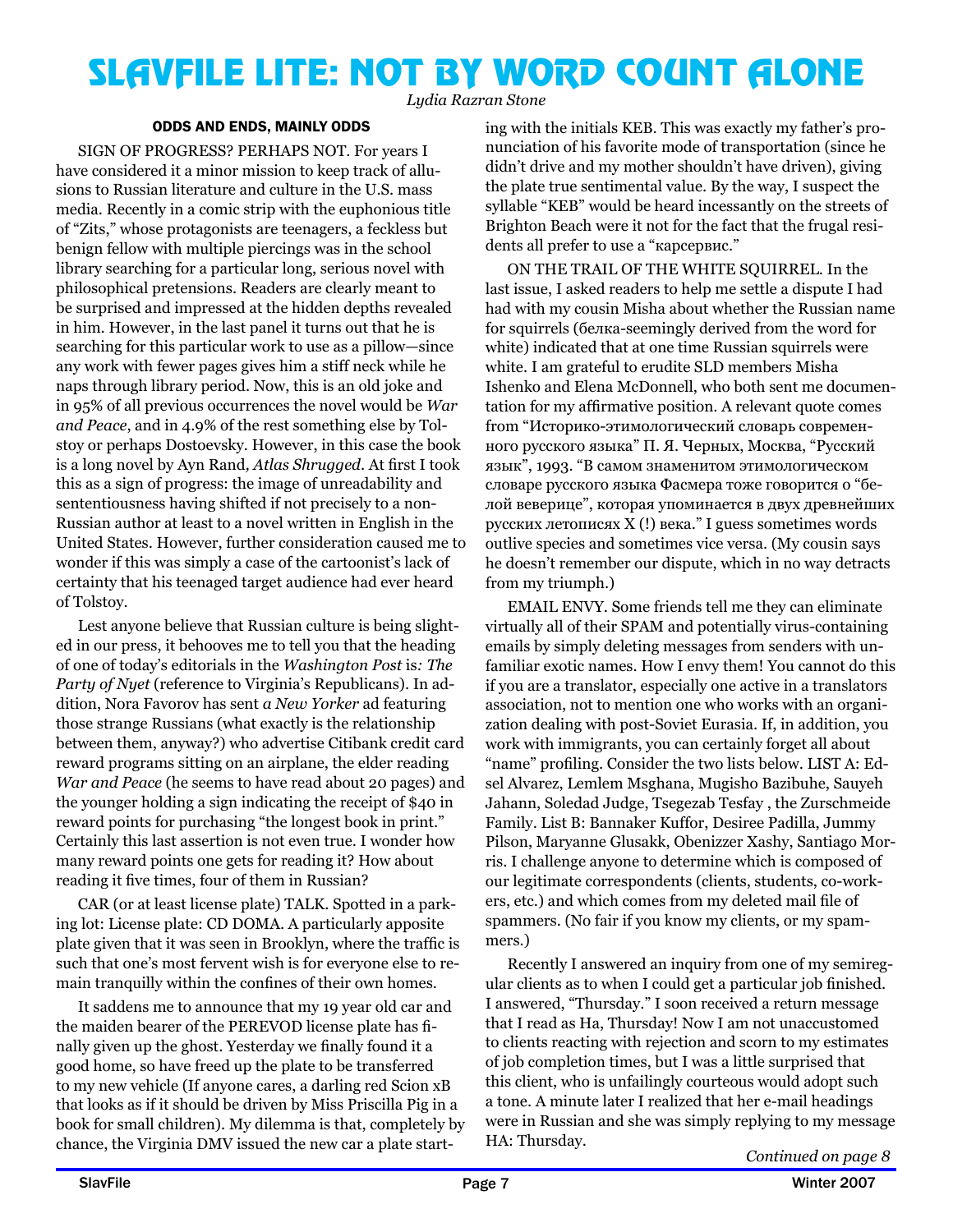# SLAVFILE LITE: NOT BY WORD COUNT ALONE

*Lydia Razran Stone*

### ODDS AND ENDS, MAINLY ODDS

SIGN OF PROGRESS? PERHAPS NOT. For years I have considered it a minor mission to keep track of allusions to Russian literature and culture in the U.S. mass media. Recently in a comic strip with the euphonious title of "Zits," whose protagonists are teenagers, a feckless but benign fellow with multiple piercings was in the school library searching for a particular long, serious novel with philosophical pretensions. Readers are clearly meant to be surprised and impressed at the hidden depths revealed in him. However, in the last panel it turns out that he is searching for this particular work to use as a pillow—since any work with fewer pages gives him a stiff neck while he naps through library period. Now, this is an old joke and in 95% of all previous occurrences the novel would be *War and Peace*, and in 4.9% of the rest something else by Tolstoy or perhaps Dostoevsky. However, in this case the book is a long novel by Ayn Rand, *Atlas Shrugged*. At first I took this as a sign of progress: the image of unreadability and sententiousness having shifted if not precisely to a non-Russian author at least to a novel written in English in the United States. However, further consideration caused me to wonder if this was simply a case of the cartoonist's lack of certainty that his teenaged target audience had ever heard of Tolstoy.

Lest anyone believe that Russian culture is being slighted in our press, it behooves me to tell you that the heading of one of today's editorials in the *Washington Post* is*: The Party of Nyet* (reference to Virginia's Republicans). In addition, Nora Favorov has sent *a New Yorker* ad featuring those strange Russians (what exactly is the relationship between them, anyway?) who advertise Citibank credit card reward programs sitting on an airplane, the elder reading *War and Peace* (he seems to have read about 20 pages) and the younger holding a sign indicating the receipt of $40 in reward points for purchasing "the longest book in print." Certainly this last assertion is not even true. I wonder how many reward points one gets for reading it? How about reading it five times, four of them in Russian?

CAR (or at least license plate) TALK. Spotted in a parking lot: License plate: CD DOMA. A particularly apposite plate given that it was seen in Brooklyn, where the traffic is such that one's most fervent wish is for everyone else to remain tranquilly within the confines of their own homes.

It saddens me to announce that my 19 year old car and the maiden bearer of the PEREVOD license plate has finally given up the ghost. Yesterday we finally found it a good home, so have freed up the plate to be transferred to my new vehicle (If anyone cares, a darling red Scion xB that looks as if it should be driven by Miss Priscilla Pig in a book for small children). My dilemma is that, completely by chance, the Virginia DMV issued the new car a plate starting with the initials KEB. This was exactly my father's pronunciation of his favorite mode of transportation (since he didn't drive and my mother shouldn't have driven), giving the plate true sentimental value. By the way, I suspect the syllable "KEB" would be heard incessantly on the streets of Brighton Beach were it not for the fact that the frugal residents all prefer to use a "карсервис."

ON THE TRAIL OF THE WHITE SQUIRREL. In the last issue, I asked readers to help me settle a dispute I had had with my cousin Misha about whether the Russian name for squirrels (белка-seemingly derived from the word for white) indicated that at one time Russian squirrels were white. I am grateful to erudite SLD members Misha Ishenko and Elena McDonnell, who both sent me documentation for my affirmative position. A relevant quote comes from "Историко-этимологический словарь современного русского языка" П. Я. Черных, Москва, "Русский язык", 1993. "В самом знаменитом этимологическом словаре русского языка Фасмера тоже говорится о "белой веверице", которая упоминается в двух древнейших русских летописях X (!) века." I guess sometimes words outlive species and sometimes vice versa. (My cousin says he doesn't remember our dispute, which in no way detracts from my triumph.)

EMAIL ENVY. Some friends tell me they can eliminate virtually all of their SPAM and potentially virus-containing emails by simply deleting messages from senders with unfamiliar exotic names. How I envy them! You cannot do this if you are a translator, especially one active in a translators association, not to mention one who works with an organization dealing with post-Soviet Eurasia. If, in addition, you work with immigrants, you can certainly forget all about "name" profiling. Consider the two lists below. LIST A: Edsel Alvarez, Lemlem Msghana, Mugisho Bazibuhe, Sauyeh Jahann, Soledad Judge, Tsegezab Tesfay , the Zurschmeide Family. List B: Bannaker Kuffor, Desiree Padilla, Jummy Pilson, Maryanne Glusakk, Obenizzer Xashy, Santiago Morris. I challenge anyone to determine which is composed of our legitimate correspondents (clients, students, co-workers, etc.) and which comes from my deleted mail file of spammers. (No fair if you know my clients, or my spammers.)

Recently I answered an inquiry from one of my semiregular clients as to when I could get a particular job finished. I answered, "Thursday." I soon received a return message that I read as Ha, Thursday! Now I am not unaccustomed to clients reacting with rejection and scorn to my estimates of job completion times, but I was a little surprised that this client, who is unfailingly courteous would adopt such a tone. A minute later I realized that her e-mail headings were in Russian and she was simply replying to my message HA: Thursday.

*Continued on page 8*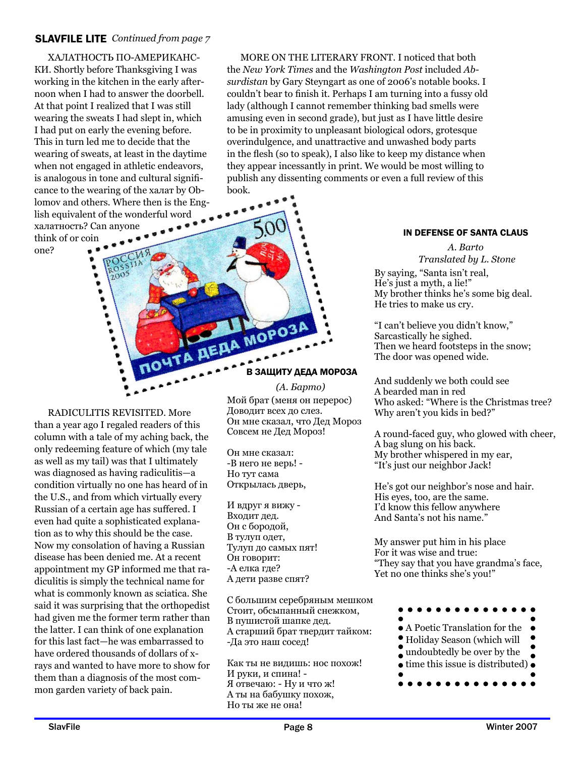**SLAVFILE LITE** *Continued from page 7*

ХАЛАТНОСТЬ ПО-АМЕРИКАНСКИ. Shortly before Thanksgiving I was working in the kitchen in the early afternoon when I had to answer the doorbell. At that point I realized that I was still wearing the sweats I had slept in, which I had put on early the evening before. This in turn led me to decide that the wearing of sweats, at least in the daytime when not engaged in athletic endeavors, is analogous in tone and cultural significance to the wearing of the халат by Oblomov and others. Where then is the English equivalent of the wonderful word халатность? Can anyone think of or coin one?

RADICULITIS REVISITED. More than a year ago I regaled readers of this column with a tale of my aching back, the only redeeming feature of which (my tale as well as my tail) was that I ultimately was diagnosed as having radiculitis—a condition virtually no one has heard of in the U.S., and from which virtually every Russian of a certain age has suffered. I even had quite a sophisticated explanation as to why this should be the case. Now my consolation of having a Russian disease has been denied me. At a recent appointment my GP informed me that radiculitis is simply the technical name for what is commonly known as sciatica. She said it was surprising that the orthopedist had given me the former term rather than the latter. I can think of one explanation for this last fact—he was embarrassed to have ordered thousands of dollars of x-rays and wanted to have more to show for them than a diagnosis of the most common garden variety of back pain.

MORE ON THE LITERARY FRONT. I noticed that both the *New York Times* and the *Washington Post* included *Absurdistan* by Gary Steyngart as one of 2006's notable books. I couldn't bear to finish it. Perhaps I am turning into a fussy old lady (although I cannot remember thinking bad smells were amusing even in second grade), but just as I have little desire to be in proximity to unpleasant biological odors, grotesque overindulgence, and unattractive and unwashed body parts in the flesh (so to speak), I also like to keep my distance when they appear incessantly in print. We would be most willing to publish any dissenting comments or even a full review of this book.

### В ЗАЩИТУ ДЕДА МОРОЗА

*(А. Барто)*

Мой брат (меня он перерос)  
Доводит всех до слез.  
Он мне сказал, что Дед Мороз  
Совсем не Дед Мороз!

Он мне сказал:  
-В него не верь! -  
Но тут сама  
Открылась дверь,

И вдруг я вижу -  
Входит дед.  
Он с бородой,  
В тулуп одет,  
Тулуп до самых пят!  
Он говорит:  
-А елка где?  
А дети разве спят?

С большим серебряным мешком  
Стоит, обсыпанный снежком,  
В пушистой шапке дед.  
А старший брат твердит тайком:  
-Да это наш сосед!

Как ты не видишь: нос похож!  
И руки, и спина! -  
Я отвечаю: - Ну и что ж!  
А ты на бабушку похож,  
Но ты же не она!

### IN DEFENSE OF SANTA CLAUS

*A. Barto*  
*Translated by L. Stone*

By saying, "Santa isn't real,  
He's just a myth, a lie!"  
My brother thinks he's some big deal.  
He tries to make us cry.

"I can't believe you didn't know,"  
Sarcastically he sighed.  
Then we heard footsteps in the snow;  
The door was opened wide.

And suddenly we both could see  
A bearded man in red  
Who asked: "Where is the Christmas tree?  
Why aren't you kids in bed?"

A round-faced guy, who glowed with cheer,  
A bag slung on his back.  
My brother whispered in my ear,  
"It's just our neighbor Jack!

He's got our neighbor's nose and hair.  
His eyes, too, are the same.  
I'd know this fellow anywhere  
And Santa's not his name."

My answer put him in his place  
For it was wise and true:  
"They say that you have grandma's face,  
Yet no one thinks she's you!"

A Poetic Translation for the Holiday Season (which will undoubtedly be over by the time this issue is distributed)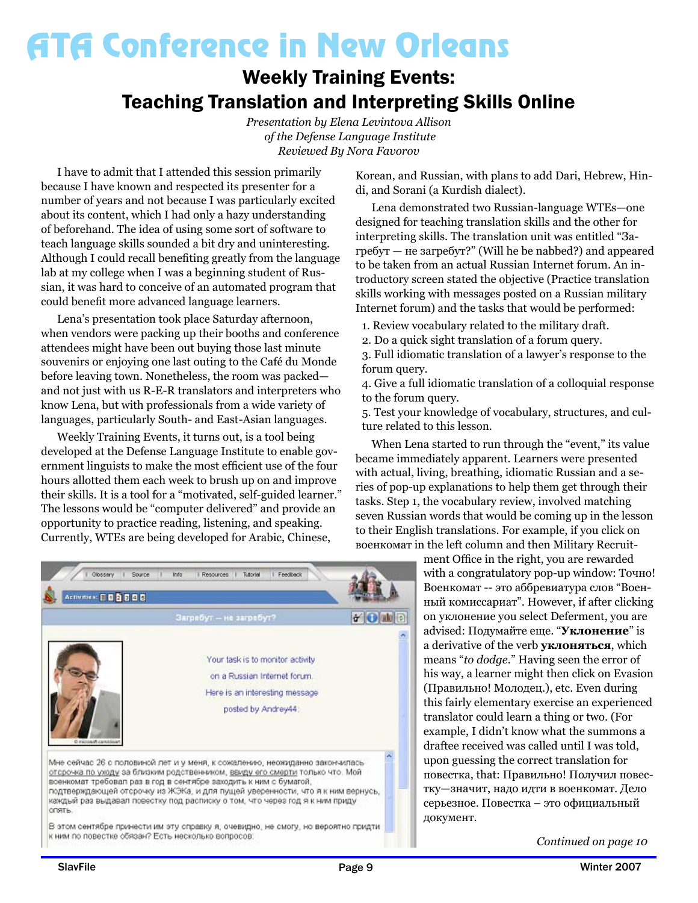# ATA Conference in New Orleans

## Weekly Training Events: Teaching Translation and Interpreting Skills Online

*Presentation by Elena Levintova Allison*
*of the Defense Language Institute*
*Reviewed By Nora Favorov*

I have to admit that I attended this session primarily because I have known and respected its presenter for a number of years and not because I was particularly excited about its content, which I had only a hazy understanding of beforehand. The idea of using some sort of software to teach language skills sounded a bit dry and uninteresting. Although I could recall benefiting greatly from the language lab at my college when I was a beginning student of Russian, it was hard to conceive of an automated program that could benefit more advanced language learners.

Lena's presentation took place Saturday afternoon, when vendors were packing up their booths and conference attendees might have been out buying those last minute souvenirs or enjoying one last outing to the Café du Monde before leaving town. Nonetheless, the room was packed—and not just with us R-E-R translators and interpreters who know Lena, but with professionals from a wide variety of languages, particularly South- and East-Asian languages.

Weekly Training Events, it turns out, is a tool being developed at the Defense Language Institute to enable government linguists to make the most efficient use of the four hours allotted them each week to brush up on and improve their skills. It is a tool for a "motivated, self-guided learner." The lessons would be "computer delivered" and provide an opportunity to practice reading, listening, and speaking. Currently, WTEs are being developed for Arabic, Chinese, Korean, and Russian, with plans to add Dari, Hebrew, Hindi, and Sorani (a Kurdish dialect).

Lena demonstrated two Russian-language WTEs—one designed for teaching translation skills and the other for interpreting skills. The translation unit was entitled "Загребут — не загребут?" (Will he be nabbed?) and appeared to be taken from an actual Russian Internet forum. An introductory screen stated the objective (Practice translation skills working with messages posted on a Russian military Internet forum) and the tasks that would be performed:

1. Review vocabulary related to the military draft.
2. Do a quick sight translation of a forum query.
3. Full idiomatic translation of a lawyer's response to the forum query.
4. Give a full idiomatic translation of a colloquial response to the forum query.
5. Test your knowledge of vocabulary, structures, and culture related to this lesson.

When Lena started to run through the "event," its value became immediately apparent. Learners were presented with actual, living, breathing, idiomatic Russian and a series of pop-up explanations to help them get through their tasks. Step 1, the vocabulary review, involved matching seven Russian words that would be coming up in the lesson to their English translations. For example, if you click on военкомат in the left column and then Military Recruitment Office in the right, you are rewarded with a congratulatory pop-up window: Точно! Военкомат -- это аббревиатура слов "Военный комиссариат". However, if after clicking on уклонение you select Deferment, you are advised: Подумайте еще. "**Уклонение**" is a derivative of the verb **уклоняться**, which means "*to dodge*." Having seen the error of his way, a learner might then click on Evasion (Правильно! Молодец.), etc. Even during this fairly elementary exercise an experienced translator could learn a thing or two. (For example, I didn't know what the summons a draftee received was called until I was told, upon guessing the correct translation for повестка, that: Правильно! Получил повестку—значит, надо идти в военкомат. Дело серьезное. Повестка – это официальный документ.

Glossary | Source | Info | Resources | Tutorial | Feedback

Activities:

Загребут – не загребут?

Your task is to monitor activity on a Russian Internet forum. Here is an interesting message posted by Andrey44:

Мне сейчас 26 с половиной лет и у меня, к сожалению, неожиданно закончилась отсрочка по уходу за близким родственником, ввиду его смерти только что. Мой военкомат требовал раз в год в сентябре заходить к ним с бумагой, подтверждающей отсрочку из ЖЭКа, и для пущей уверенности, что я к ним вернусь, каждый раз выдавал повестку под расписку о том, что через год я к ним приду опять.

В этом сентябре принести им эту справку я, очевидно, не смогу, но вероятно придти к ним по повестке обязан? Есть несколько вопросов:

*Continued on page 10*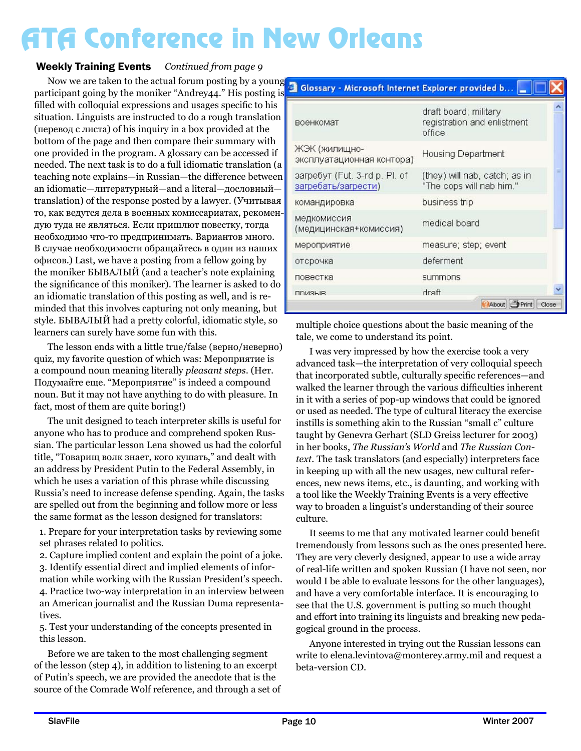# ATA Conference in New Orleans

### Weekly Training Events *Continued from page 9*

Now we are taken to the actual forum posting by a young participant going by the moniker "Andrey44." His posting is filled with colloquial expressions and usages specific to his situation. Linguists are instructed to do a rough translation (перевод с листа) of his inquiry in a box provided at the bottom of the page and then compare their summary with one provided in the program. A glossary can be accessed if needed. The next task is to do a full idiomatic translation (a teaching note explains—in Russian—the difference between an idiomatic—литературный—and a literal—дословный—translation) of the response posted by a lawyer. (Учитывая то, как ведутся дела в военных комиссариатах, рекомендую туда не являться. Если пришлют повестку, тогда необходимо что-то предпринимать. Вариантов много. В случае необходимости обращайтесь в один из наших офисов.) Last, we have a posting from a fellow going by the moniker БЫВАЛЫЙ (and a teacher's note explaining the significance of this moniker). The learner is asked to do an idiomatic translation of this posting as well, and is reminded that this involves capturing not only meaning, but style. БЫВАЛЫЙ had a pretty colorful, idiomatic style, so learners can surely have some fun with this.

| Glossary | |
|---|---|
| военкомат | draft board; military registration and enlistment office |
| ЖЭК (жилищно-эксплуатационная контора) | Housing Department |
| загребут (Fut. 3-rd p. Pl. of загребать/загрести) | (they) will nab, catch; as in "The cops will nab him." |
| командировка | business trip |
| медкомиссия (медицинская+комиссия) | medical board |
| мероприятие | measure; step; event |
| отсрочка | deferment |
| повестка | summons |
| призыв | draft |

The lesson ends with a little true/false (верно/неверно) quiz, my favorite question of which was: Мероприятие is a compound noun meaning literally *pleasant steps*. (Нет. Подумайте еще. "Мероприятие" is indeed a compound noun. But it may not have anything to do with pleasure. In fact, most of them are quite boring!)

The unit designed to teach interpreter skills is useful for anyone who has to produce and comprehend spoken Russian. The particular lesson Lena showed us had the colorful title, "Товарищ волк знает, кого кушать," and dealt with an address by President Putin to the Federal Assembly, in which he uses a variation of this phrase while discussing Russia's need to increase defense spending. Again, the tasks are spelled out from the beginning and follow more or less the same format as the lesson designed for translators:

1. Prepare for your interpretation tasks by reviewing some set phrases related to politics.
2. Capture implied content and explain the point of a joke.
3. Identify essential direct and implied elements of information while working with the Russian President's speech.
4. Practice two-way interpretation in an interview between an American journalist and the Russian Duma representatives.
5. Test your understanding of the concepts presented in this lesson.

Before we are taken to the most challenging segment of the lesson (step 4), in addition to listening to an excerpt of Putin's speech, we are provided the anecdote that is the source of the Comrade Wolf reference, and through a set of multiple choice questions about the basic meaning of the tale, we come to understand its point.

I was very impressed by how the exercise took a very advanced task—the interpretation of very colloquial speech that incorporated subtle, culturally specific references—and walked the learner through the various difficulties inherent in it with a series of pop-up windows that could be ignored or used as needed. The type of cultural literacy the exercise instills is something akin to the Russian "small c" culture taught by Genevra Gerhart (SLD Greiss lecturer for 2003) in her books, *The Russian's World* and *The Russian Context*. The task translators (and especially) interpreters face in keeping up with all the new usages, new cultural references, new news items, etc., is daunting, and working with a tool like the Weekly Training Events is a very effective way to broaden a linguist's understanding of their source culture.

It seems to me that any motivated learner could benefit tremendously from lessons such as the ones presented here. They are very cleverly designed, appear to use a wide array of real-life written and spoken Russian (I have not seen, nor would I be able to evaluate lessons for the other languages), and have a very comfortable interface. It is encouraging to see that the U.S. government is putting so much thought and effort into training its linguists and breaking new pedagogical ground in the process.

Anyone interested in trying out the Russian lessons can write to elena.levintova@monterey.army.mil and request a beta-version CD.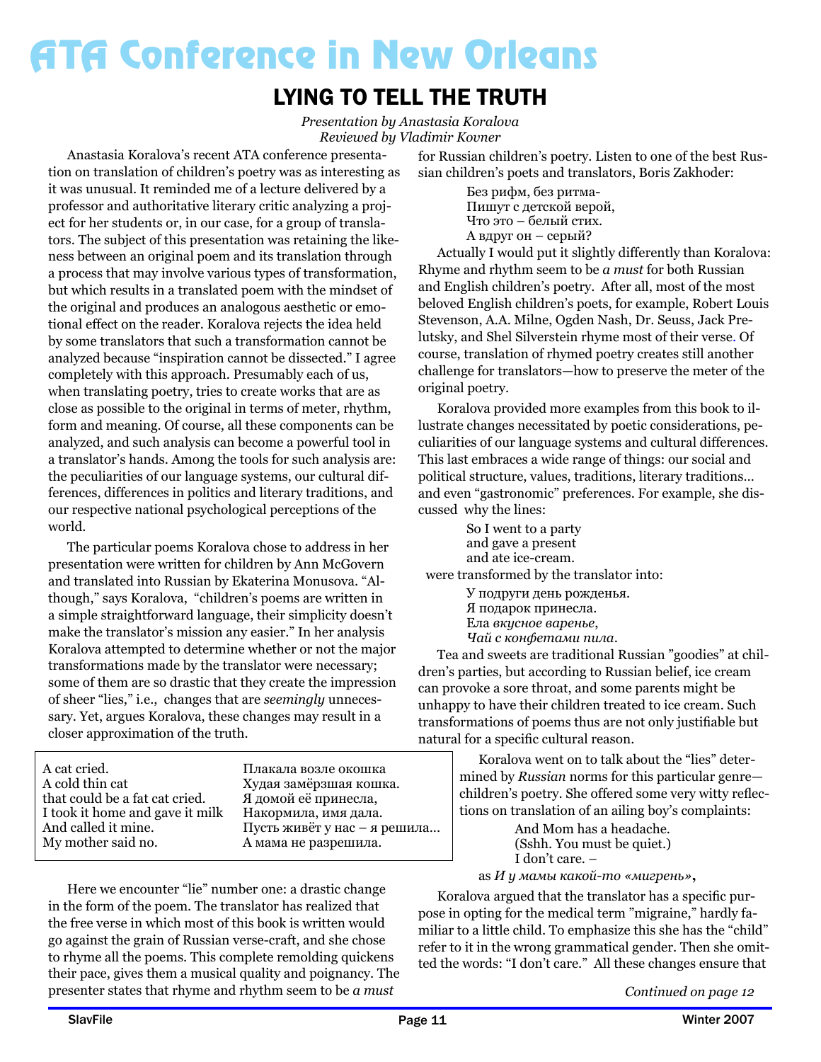# ATA Conference in New Orleans

## LYING TO TELL THE TRUTH

*Presentation by Anastasia Koralova*
*Reviewed by Vladimir Kovner*

Anastasia Koralova's recent ATA conference presentation on translation of children's poetry was as interesting as it was unusual. It reminded me of a lecture delivered by a professor and authoritative literary critic analyzing a project for her students or, in our case, for a group of translators. The subject of this presentation was retaining the likeness between an original poem and its translation through a process that may involve various types of transformation, but which results in a translated poem with the mindset of the original and produces an analogous aesthetic or emotional effect on the reader. Koralova rejects the idea held by some translators that such a transformation cannot be analyzed because "inspiration cannot be dissected." I agree completely with this approach. Presumably each of us, when translating poetry, tries to create works that are as close as possible to the original in terms of meter, rhythm, form and meaning. Of course, all these components can be analyzed, and such analysis can become a powerful tool in a translator's hands. Among the tools for such analysis are: the peculiarities of our language systems, our cultural differences, differences in politics and literary traditions, and our respective national psychological perceptions of the world.

The particular poems Koralova chose to address in her presentation were written for children by Ann McGovern and translated into Russian by Ekaterina Monusova. "Although," says Koralova, "children's poems are written in a simple straightforward language, their simplicity doesn't make the translator's mission any easier." In her analysis Koralova attempted to determine whether or not the major transformations made by the translator were necessary; some of them are so drastic that they create the impression of sheer "lies," i.e., changes that are *seemingly* unnecessary. Yet, argues Koralova, these changes may result in a closer approximation of the truth.

| | |
|---|---|
| A cat cried. | Плакала возле окошка |
| A cold thin cat | Худая замёрзшая кошка. |
| that could be a fat cat cried. | Я домой её принесла, |
| I took it home and gave it milk | Накормила, имя дала. |
| And called it mine. | Пусть живёт у нас – я решила… |
| My mother said no. | А мама не разрешила. |

Here we encounter "lie" number one: a drastic change in the form of the poem. The translator has realized that the free verse in which most of this book is written would go against the grain of Russian verse-craft, and she chose to rhyme all the poems. This complete remolding quickens their pace, gives them a musical quality and poignancy. The presenter states that rhyme and rhythm seem to be *a must* for Russian children's poetry. Listen to one of the best Russian children's poets and translators, Boris Zakhoder:

> Без рифм, без ритма-
> Пишут с детской верой,
> Что это – белый стих.
> А вдруг он – серый?

Actually I would put it slightly differently than Koralova: Rhyme and rhythm seem to be *a must* for both Russian and English children's poetry. After all, most of the most beloved English children's poets, for example, Robert Louis Stevenson, A.A. Milne, Ogden Nash, Dr. Seuss, Jack Prelutsky, and Shel Silverstein rhyme most of their verse. Of course, translation of rhymed poetry creates still another challenge for translators—how to preserve the meter of the original poetry.

Koralova provided more examples from this book to illustrate changes necessitated by poetic considerations, peculiarities of our language systems and cultural differences. This last embraces a wide range of things: our social and political structure, values, traditions, literary traditions… and even "gastronomic" preferences. For example, she discussed why the lines:

> So I went to a party
> and gave a present
> and ate ice-cream.

were transformed by the translator into:

> У подруги день рожденья.
> Я подарок принесла.
> Ела *вкусное варенье*,
> *Чай с конфетами пила*.

Tea and sweets are traditional Russian "goodies" at children's parties, but according to Russian belief, ice cream can provoke a sore throat, and some parents might be unhappy to have their children treated to ice cream. Such transformations of poems thus are not only justifiable but natural for a specific cultural reason.

Koralova went on to talk about the "lies" determined by *Russian* norms for this particular genre—children's poetry. She offered some very witty reflections on translation of an ailing boy's complaints:

> And Mom has a headache.
> (Sshh. You must be quiet.)
> I don't care. –

as *И у мамы какой-то «мигрень»*,

Koralova argued that the translator has a specific purpose in opting for the medical term "migraine," hardly familiar to a little child. To emphasize this she has the "child" refer to it in the wrong grammatical gender. Then she omitted the words: "I don't care." All these changes ensure that

*Continued on page 12*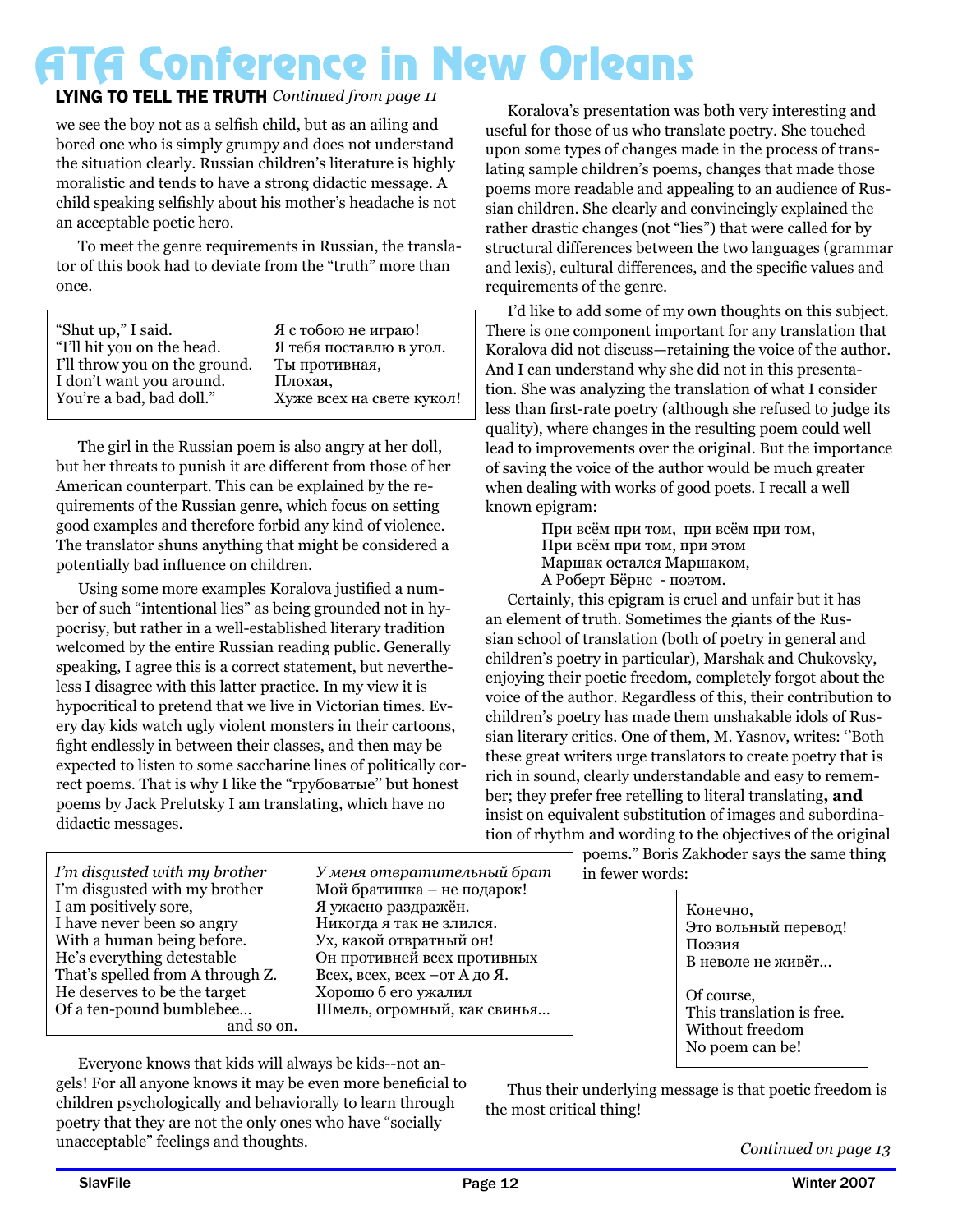# ATA Conference in New Orleans

**LYING TO TELL THE TRUTH** *Continued from page 11*

we see the boy not as a selfish child, but as an ailing and bored one who is simply grumpy and does not understand the situation clearly. Russian children's literature is highly moralistic and tends to have a strong didactic message. A child speaking selfishly about his mother's headache is not an acceptable poetic hero.

To meet the genre requirements in Russian, the translator of this book had to deviate from the "truth" more than once.

| | |
|---|---|
| "Shut up," I said. | Я с тобою не играю! |
| "I'll hit you on the head. | Я тебя поставлю в угол. |
| I'll throw you on the ground. | Ты противная, |
| I don't want you around. | Плохая, |
| You're a bad, bad doll." | Хуже всех на свете кукол! |

The girl in the Russian poem is also angry at her doll, but her threats to punish it are different from those of her American counterpart. This can be explained by the requirements of the Russian genre, which focus on setting good examples and therefore forbid any kind of violence. The translator shuns anything that might be considered a potentially bad influence on children.

Using some more examples Koralova justified a number of such "intentional lies" as being grounded not in hypocrisy, but rather in a well-established literary tradition welcomed by the entire Russian reading public. Generally speaking, I agree this is a correct statement, but nevertheless I disagree with this latter practice. In my view it is hypocritical to pretend that we live in Victorian times. Every day kids watch ugly violent monsters in their cartoons, fight endlessly in between their classes, and then may be expected to listen to some saccharine lines of politically correct poems. That is why I like the "грубоватые" but honest poems by Jack Prelutsky I am translating, which have no didactic messages.

| | |
|---|---|
| *I'm disgusted with my brother* | *У меня отвратительный брат* |
| I'm disgusted with my brother | Мой братишка – не подарок! |
| I am positively sore, | Я ужасно раздражён. |
| I have never been so angry | Никогда я так не злился. |
| With a human being before. | Ух, какой отвратный он! |
| He's everything detestable | Он противней всех противных |
| That's spelled from A through Z. | Всех, всех, всех –от А до Я. |
| He deserves to be the target | Хорошо б его ужалил |
| Of a ten-pound bumblebee… | Шмель, огромный, как свинья… |
| and so on. | |

Everyone knows that kids will always be kids--not angels! For all anyone knows it may be even more beneficial to children psychologically and behaviorally to learn through poetry that they are not the only ones who have "socially unacceptable" feelings and thoughts.

Koralova's presentation was both very interesting and useful for those of us who translate poetry. She touched upon some types of changes made in the process of translating sample children's poems, changes that made those poems more readable and appealing to an audience of Russian children. She clearly and convincingly explained the rather drastic changes (not "lies") that were called for by structural differences between the two languages (grammar and lexis), cultural differences, and the specific values and requirements of the genre.

I'd like to add some of my own thoughts on this subject. There is one component important for any translation that Koralova did not discuss—retaining the voice of the author. And I can understand why she did not in this presentation. She was analyzing the translation of what I consider less than first-rate poetry (although she refused to judge its quality), where changes in the resulting poem could well lead to improvements over the original. But the importance of saving the voice of the author would be much greater when dealing with works of good poets. I recall a well known epigram:

> При всём при том, при всём при том,
> При всём при том, при этом
> Маршак остался Маршаком,
> А Роберт Бёрнс - поэтом.

Certainly, this epigram is cruel and unfair but it has an element of truth. Sometimes the giants of the Russian school of translation (both of poetry in general and children's poetry in particular), Marshak and Chukovsky, enjoying their poetic freedom, completely forgot about the voice of the author. Regardless of this, their contribution to children's poetry has made them unshakable idols of Russian literary critics. One of them, M. Yasnov, writes: "Both these great writers urge translators to create poetry that is rich in sound, clearly understandable and easy to remember; they prefer free retelling to literal translating**, and** insist on equivalent substitution of images and subordination of rhythm and wording to the objectives of the original poems." Boris Zakhoder says the same thing in fewer words:

> Конечно,
> Это вольный перевод!
> Поэзия
> В неволе не живёт…
>
> Of course,
> This translation is free.
> Without freedom
> No poem can be!

Thus their underlying message is that poetic freedom is the most critical thing!

*Continued on page 13*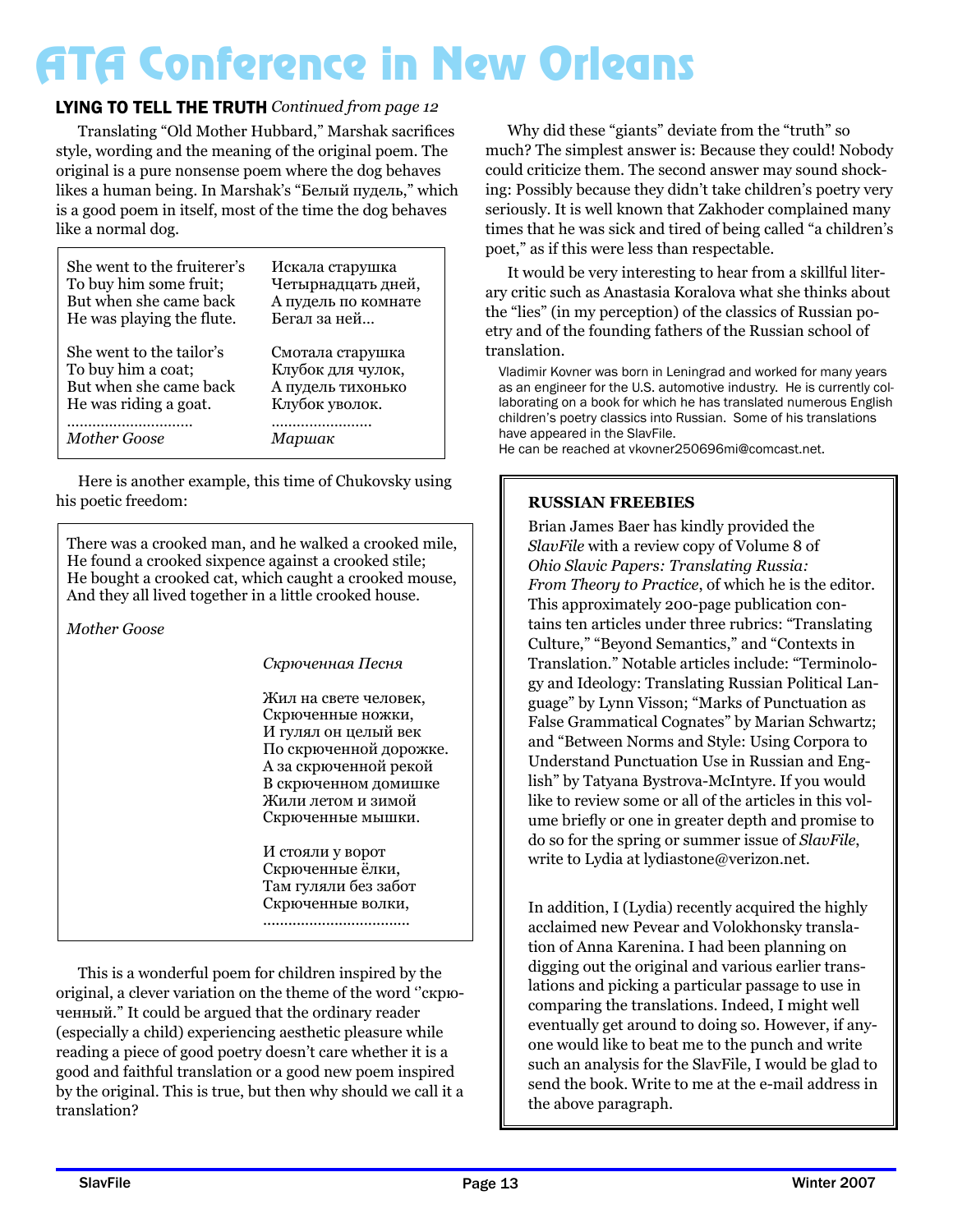# ATA Conference in New Orleans

**LYING TO TELL THE TRUTH** *Continued from page 12*

Translating "Old Mother Hubbard," Marshak sacrifices style, wording and the meaning of the original poem. The original is a pure nonsense poem where the dog behaves likes a human being. In Marshak's "Белый пудель," which is a good poem in itself, most of the time the dog behaves like a normal dog.

| | |
|---|---|
| She went to the fruiterer's<br>To buy him some fruit;<br>But when she came back<br>He was playing the flute. | Искала старушка<br>Четырнадцать дней,<br>А пудель по комнате<br>Бегал за ней... |
| She went to the tailor's<br>To buy him a coat;<br>But when she came back<br>He was riding a goat.<br>............................. | Смотала старушка<br>Клубок для чулок,<br>А пудель тихонько<br>Клубок уволок.<br>....................... |
| *Mother Goose* | *Маршак* |

Here is another example, this time of Chukovsky using his poetic freedom:

There was a crooked man, and he walked a crooked mile,
He found a crooked sixpence against a crooked stile;
He bought a crooked cat, which caught a crooked mouse,
And they all lived together in a little crooked house.

*Mother Goose*

*Скрюченная Песня*

Жил на свете человек,
Скрюченные ножки,
И гулял он целый век
По скрюченной дорожке.
А за скрюченной рекой
В скрюченном домишке
Жили летом и зимой
Скрюченные мышки.

И стояли у ворот
Скрюченные ёлки,
Там гуляли без забот
Скрюченные волки,
.................................

This is a wonderful poem for children inspired by the original, a clever variation on the theme of the word "скрюченный." It could be argued that the ordinary reader (especially a child) experiencing aesthetic pleasure while reading a piece of good poetry doesn't care whether it is a good and faithful translation or a good new poem inspired by the original. This is true, but then why should we call it a translation?

Why did these "giants" deviate from the "truth" so much? The simplest answer is: Because they could! Nobody could criticize them. The second answer may sound shocking: Possibly because they didn't take children's poetry very seriously. It is well known that Zakhoder complained many times that he was sick and tired of being called "a children's poet," as if this were less than respectable.

It would be very interesting to hear from a skillful literary critic such as Anastasia Koralova what she thinks about the "lies" (in my perception) of the classics of Russian poetry and of the founding fathers of the Russian school of translation.

Vladimir Kovner was born in Leningrad and worked for many years as an engineer for the U.S. automotive industry. He is currently collaborating on a book for which he has translated numerous English children's poetry classics into Russian. Some of his translations have appeared in the SlavFile.
He can be reached at vkovner250696mi@comcast.net.

**RUSSIAN FREEBIES**

Brian James Baer has kindly provided the *SlavFile* with a review copy of Volume 8 of *Ohio Slavic Papers: Translating Russia: From Theory to Practice*, of which he is the editor. This approximately 200-page publication contains ten articles under three rubrics: "Translating Culture," "Beyond Semantics," and "Contexts in Translation." Notable articles include: "Terminology and Ideology: Translating Russian Political Language" by Lynn Visson; "Marks of Punctuation as False Grammatical Cognates" by Marian Schwartz; and "Between Norms and Style: Using Corpora to Understand Punctuation Use in Russian and English" by Tatyana Bystrova-McIntyre. If you would like to review some or all of the articles in this volume briefly or one in greater depth and promise to do so for the spring or summer issue of *SlavFile*, write to Lydia at lydiastone@verizon.net.

In addition, I (Lydia) recently acquired the highly acclaimed new Pevear and Volokhonsky translation of Anna Karenina. I had been planning on digging out the original and various earlier translations and picking a particular passage to use in comparing the translations. Indeed, I might well eventually get around to doing so. However, if anyone would like to beat me to the punch and write such an analysis for the SlavFile, I would be glad to send the book. Write to me at the e-mail address in the above paragraph.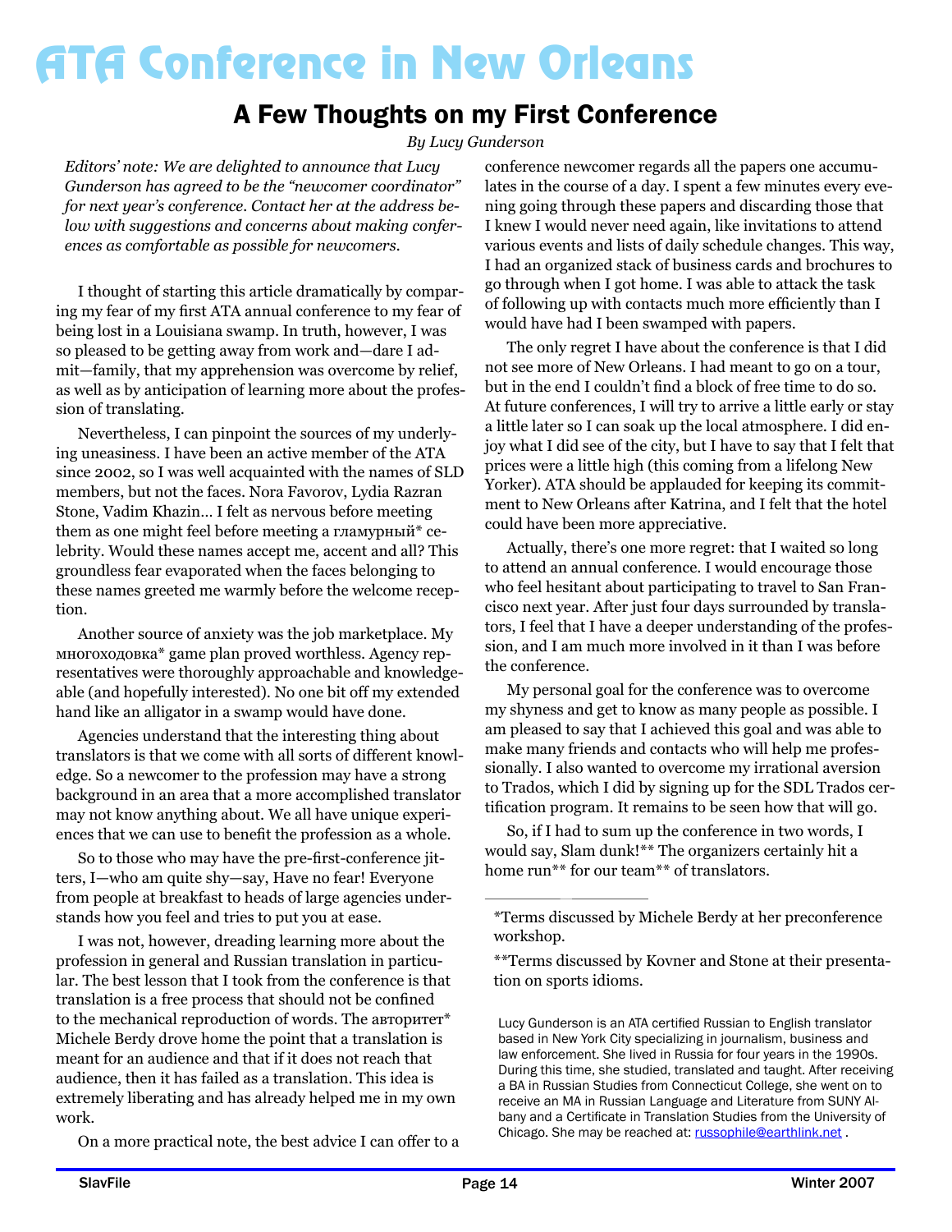# ATA Conference in New Orleans

## A Few Thoughts on my First Conference

*By Lucy Gunderson*

*Editors' note: We are delighted to announce that Lucy Gunderson has agreed to be the "newcomer coordinator" for next year's conference. Contact her at the address below with suggestions and concerns about making conferences as comfortable as possible for newcomers.*

I thought of starting this article dramatically by comparing my fear of my first ATA annual conference to my fear of being lost in a Louisiana swamp. In truth, however, I was so pleased to be getting away from work and—dare I admit—family, that my apprehension was overcome by relief, as well as by anticipation of learning more about the profession of translating.

Nevertheless, I can pinpoint the sources of my underlying uneasiness. I have been an active member of the ATA since 2002, so I was well acquainted with the names of SLD members, but not the faces. Nora Favorov, Lydia Razran Stone, Vadim Khazin… I felt as nervous before meeting them as one might feel before meeting a гламурный* celebrity. Would these names accept me, accent and all? This groundless fear evaporated when the faces belonging to these names greeted me warmly before the welcome reception.

Another source of anxiety was the job marketplace. My многоходовка* game plan proved worthless. Agency representatives were thoroughly approachable and knowledgeable (and hopefully interested). No one bit off my extended hand like an alligator in a swamp would have done.

Agencies understand that the interesting thing about translators is that we come with all sorts of different knowledge. So a newcomer to the profession may have a strong background in an area that a more accomplished translator may not know anything about. We all have unique experiences that we can use to benefit the profession as a whole.

So to those who may have the pre-first-conference jitters, I—who am quite shy—say, Have no fear! Everyone from people at breakfast to heads of large agencies understands how you feel and tries to put you at ease.

I was not, however, dreading learning more about the profession in general and Russian translation in particular. The best lesson that I took from the conference is that translation is a free process that should not be confined to the mechanical reproduction of words. The авторитет* Michele Berdy drove home the point that a translation is meant for an audience and that if it does not reach that audience, then it has failed as a translation. This idea is extremely liberating and has already helped me in my own work.

On a more practical note, the best advice I can offer to a conference newcomer regards all the papers one accumulates in the course of a day. I spent a few minutes every evening going through these papers and discarding those that I knew I would never need again, like invitations to attend various events and lists of daily schedule changes. This way, I had an organized stack of business cards and brochures to go through when I got home. I was able to attack the task of following up with contacts much more efficiently than I would have had I been swamped with papers.

The only regret I have about the conference is that I did not see more of New Orleans. I had meant to go on a tour, but in the end I couldn't find a block of free time to do so. At future conferences, I will try to arrive a little early or stay a little later so I can soak up the local atmosphere. I did enjoy what I did see of the city, but I have to say that I felt that prices were a little high (this coming from a lifelong New Yorker). ATA should be applauded for keeping its commitment to New Orleans after Katrina, and I felt that the hotel could have been more appreciative.

Actually, there's one more regret: that I waited so long to attend an annual conference. I would encourage those who feel hesitant about participating to travel to San Francisco next year. After just four days surrounded by translators, I feel that I have a deeper understanding of the profession, and I am much more involved in it than I was before the conference.

My personal goal for the conference was to overcome my shyness and get to know as many people as possible. I am pleased to say that I achieved this goal and was able to make many friends and contacts who will help me professionally. I also wanted to overcome my irrational aversion to Trados, which I did by signing up for the SDL Trados certification program. It remains to be seen how that will go.

So, if I had to sum up the conference in two words, I would say, Slam dunk!** The organizers certainly hit a home run** for our team** of translators.

---

*Terms discussed by Michele Berdy at her preconference workshop.

**Terms discussed by Kovner and Stone at their presentation on sports idioms.

Lucy Gunderson is an ATA certified Russian to English translator based in New York City specializing in journalism, business and law enforcement. She lived in Russia for four years in the 1990s. During this time, she studied, translated and taught. After receiving a BA in Russian Studies from Connecticut College, she went on to receive an MA in Russian Language and Literature from SUNY Albany and a Certificate in Translation Studies from the University of Chicago. She may be reached at: russophile@earthlink.net .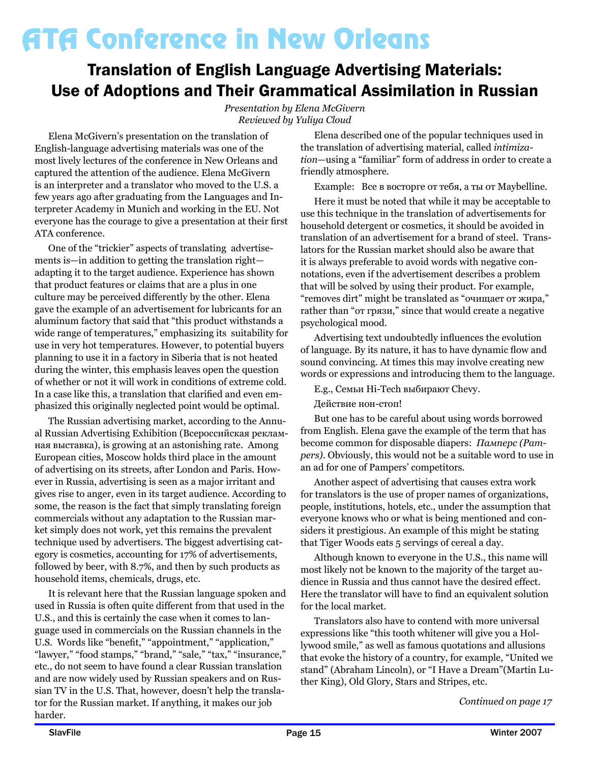# ATA Conference in New Orleans

## Translation of English Language Advertising Materials: Use of Adoptions and Their Grammatical Assimilation in Russian

*Presentation by Elena McGivern*
*Reviewed by Yuliya Cloud*

Elena McGivern's presentation on the translation of English-language advertising materials was one of the most lively lectures of the conference in New Orleans and captured the attention of the audience. Elena McGivern is an interpreter and a translator who moved to the U.S. a few years ago after graduating from the Languages and Interpreter Academy in Munich and working in the EU. Not everyone has the courage to give a presentation at their first ATA conference.

One of the "trickier" aspects of translating advertisements is—in addition to getting the translation right—adapting it to the target audience. Experience has shown that product features or claims that are a plus in one culture may be perceived differently by the other. Elena gave the example of an advertisement for lubricants for an aluminum factory that said that "this product withstands a wide range of temperatures," emphasizing its suitability for use in very hot temperatures. However, to potential buyers planning to use it in a factory in Siberia that is not heated during the winter, this emphasis leaves open the question of whether or not it will work in conditions of extreme cold. In a case like this, a translation that clarified and even emphasized this originally neglected point would be optimal.

The Russian advertising market, according to the Annual Russian Advertising Exhibition (Всероссийская рекламная выставка), is growing at an astonishing rate. Among European cities, Moscow holds third place in the amount of advertising on its streets, after London and Paris. However in Russia, advertising is seen as a major irritant and gives rise to anger, even in its target audience. According to some, the reason is the fact that simply translating foreign commercials without any adaptation to the Russian market simply does not work, yet this remains the prevalent technique used by advertisers. The biggest advertising category is cosmetics, accounting for 17% of advertisements, followed by beer, with 8.7%, and then by such products as household items, chemicals, drugs, etc.

It is relevant here that the Russian language spoken and used in Russia is often quite different from that used in the U.S., and this is certainly the case when it comes to language used in commercials on the Russian channels in the U.S. Words like "benefit," "appointment," "application," "lawyer," "food stamps," "brand," "sale," "tax," "insurance," etc., do not seem to have found a clear Russian translation and are now widely used by Russian speakers and on Russian TV in the U.S. That, however, doesn't help the translator for the Russian market. If anything, it makes our job harder.

Elena described one of the popular techniques used in the translation of advertising material, called *intimization*—using a "familiar" form of address in order to create a friendly atmosphere.

Example: Все в восторге от тебя, а ты от Maybelline.

Here it must be noted that while it may be acceptable to use this technique in the translation of advertisements for household detergent or cosmetics, it should be avoided in translation of an advertisement for a brand of steel. Translators for the Russian market should also be aware that it is always preferable to avoid words with negative connotations, even if the advertisement describes a problem that will be solved by using their product. For example, "removes dirt" might be translated as "очищает от жира," rather than "от грязи," since that would create a negative psychological mood.

Advertising text undoubtedly influences the evolution of language. By its nature, it has to have dynamic flow and sound convincing. At times this may involve creating new words or expressions and introducing them to the language.

E.g., Семьи Hi-Tech выбирают Chevy.

Действие нон-стоп!

But one has to be careful about using words borrowed from English. Elena gave the example of the term that has become common for disposable diapers: *Памперс (Pampers)*. Obviously, this would not be a suitable word to use in an ad for one of Pampers' competitors.

Another aspect of advertising that causes extra work for translators is the use of proper names of organizations, people, institutions, hotels, etc., under the assumption that everyone knows who or what is being mentioned and considers it prestigious. An example of this might be stating that Tiger Woods eats 5 servings of cereal a day.

Although known to everyone in the U.S., this name will most likely not be known to the majority of the target audience in Russia and thus cannot have the desired effect. Here the translator will have to find an equivalent solution for the local market.

Translators also have to contend with more universal expressions like "this tooth whitener will give you a Hollywood smile," as well as famous quotations and allusions that evoke the history of a country, for example, "United we stand" (Abraham Lincoln), or "I Have a Dream"(Martin Luther King), Old Glory, Stars and Stripes, etc.

*Continued on page 17*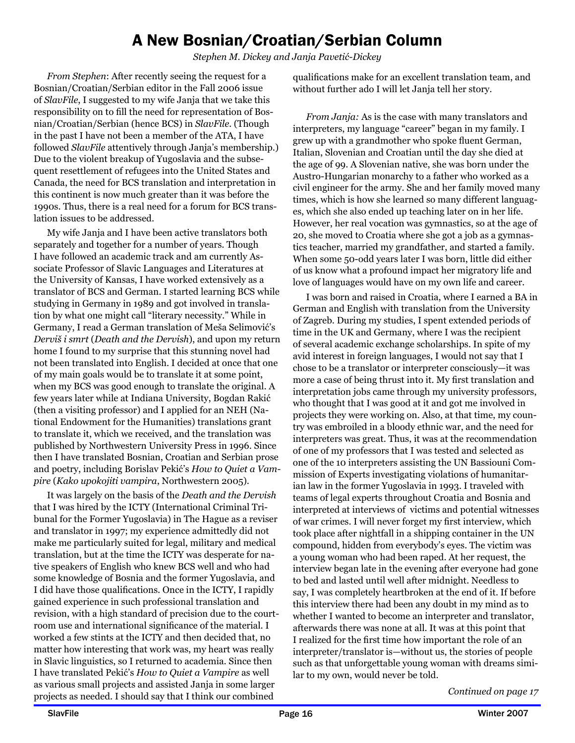# A New Bosnian/Croatian/Serbian Column

*Stephen M. Dickey and Janja Pavetić-Dickey*

*From Stephen*: After recently seeing the request for a Bosnian/Croatian/Serbian editor in the Fall 2006 issue of *SlavFile*, I suggested to my wife Janja that we take this responsibility on to fill the need for representation of Bosnian/Croatian/Serbian (hence BCS) in *SlavFile*. (Though in the past I have not been a member of the ATA, I have followed *SlavFile* attentively through Janja's membership.) Due to the violent breakup of Yugoslavia and the subsequent resettlement of refugees into the United States and Canada, the need for BCS translation and interpretation in this continent is now much greater than it was before the 1990s. Thus, there is a real need for a forum for BCS translation issues to be addressed.

My wife Janja and I have been active translators both separately and together for a number of years. Though I have followed an academic track and am currently Associate Professor of Slavic Languages and Literatures at the University of Kansas, I have worked extensively as a translator of BCS and German. I started learning BCS while studying in Germany in 1989 and got involved in translation by what one might call "literary necessity." While in Germany, I read a German translation of Meša Selimović's *Derviš i smrt* (*Death and the Dervish*), and upon my return home I found to my surprise that this stunning novel had not been translated into English. I decided at once that one of my main goals would be to translate it at some point, when my BCS was good enough to translate the original. A few years later while at Indiana University, Bogdan Rakić (then a visiting professor) and I applied for an NEH (National Endowment for the Humanities) translations grant to translate it, which we received, and the translation was published by Northwestern University Press in 1996. Since then I have translated Bosnian, Croatian and Serbian prose and poetry, including Borislav Pekić's *How to Quiet a Vampire* (*Kako upokojiti vampira*, Northwestern 2005).

It was largely on the basis of the *Death and the Dervish* that I was hired by the ICTY (International Criminal Tribunal for the Former Yugoslavia) in The Hague as a reviser and translator in 1997; my experience admittedly did not make me particularly suited for legal, military and medical translation, but at the time the ICTY was desperate for native speakers of English who knew BCS well and who had some knowledge of Bosnia and the former Yugoslavia, and I did have those qualifications. Once in the ICTY, I rapidly gained experience in such professional translation and revision, with a high standard of precision due to the courtroom use and international significance of the material. I worked a few stints at the ICTY and then decided that, no matter how interesting that work was, my heart was really in Slavic linguistics, so I returned to academia. Since then I have translated Pekić's *How to Quiet a Vampire* as well as various small projects and assisted Janja in some larger projects as needed. I should say that I think our combined qualifications make for an excellent translation team, and without further ado I will let Janja tell her story.

*From Janja:* As is the case with many translators and interpreters, my language "career" began in my family. I grew up with a grandmother who spoke fluent German, Italian, Slovenian and Croatian until the day she died at the age of 99. A Slovenian native, she was born under the Austro-Hungarian monarchy to a father who worked as a civil engineer for the army. She and her family moved many times, which is how she learned so many different languages, which she also ended up teaching later on in her life. However, her real vocation was gymnastics, so at the age of 20, she moved to Croatia where she got a job as a gymnastics teacher, married my grandfather, and started a family. When some 50-odd years later I was born, little did either of us know what a profound impact her migratory life and love of languages would have on my own life and career.

I was born and raised in Croatia, where I earned a BA in German and English with translation from the University of Zagreb. During my studies, I spent extended periods of time in the UK and Germany, where I was the recipient of several academic exchange scholarships. In spite of my avid interest in foreign languages, I would not say that I chose to be a translator or interpreter consciously—it was more a case of being thrust into it. My first translation and interpretation jobs came through my university professors, who thought that I was good at it and got me involved in projects they were working on. Also, at that time, my country was embroiled in a bloody ethnic war, and the need for interpreters was great. Thus, it was at the recommendation of one of my professors that I was tested and selected as one of the 10 interpreters assisting the UN Bassiouni Commission of Experts investigating violations of humanitarian law in the former Yugoslavia in 1993. I traveled with teams of legal experts throughout Croatia and Bosnia and interpreted at interviews of victims and potential witnesses of war crimes. I will never forget my first interview, which took place after nightfall in a shipping container in the UN compound, hidden from everybody's eyes. The victim was a young woman who had been raped. At her request, the interview began late in the evening after everyone had gone to bed and lasted until well after midnight. Needless to say, I was completely heartbroken at the end of it. If before this interview there had been any doubt in my mind as to whether I wanted to become an interpreter and translator, afterwards there was none at all. It was at this point that I realized for the first time how important the role of an interpreter/translator is—without us, the stories of people such as that unforgettable young woman with dreams similar to my own, would never be told.

*Continued on page 17*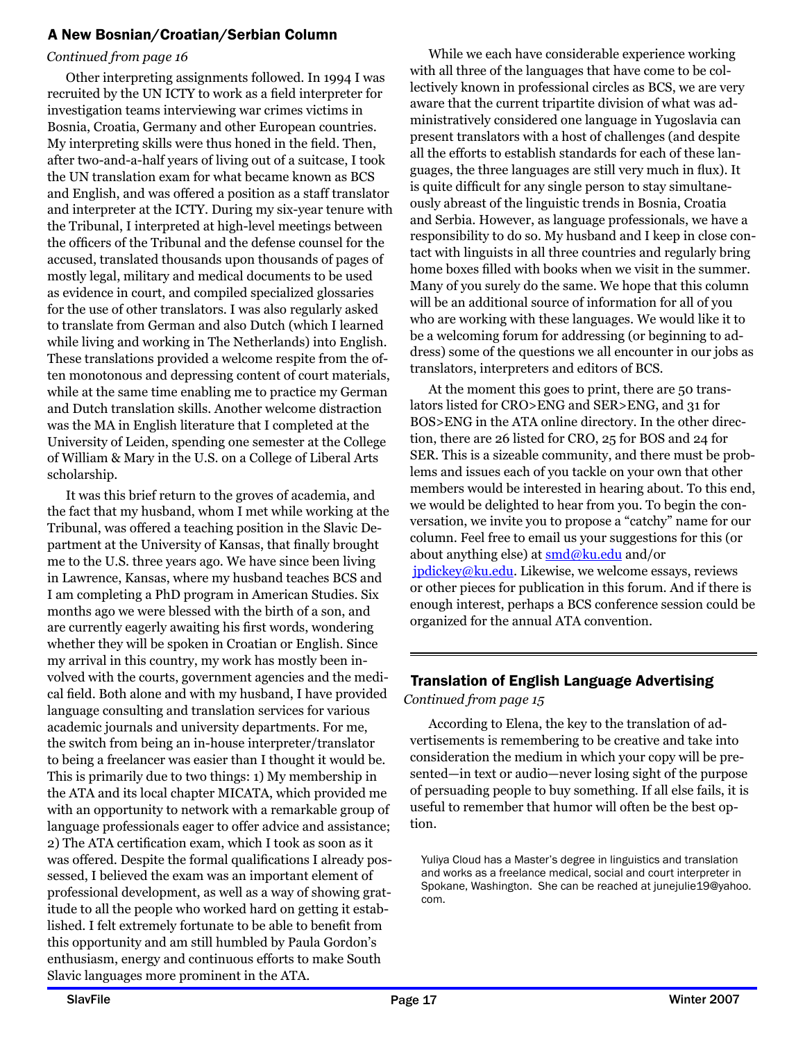## A New Bosnian/Croatian/Serbian Column

*Continued from page 16*

Other interpreting assignments followed. In 1994 I was recruited by the UN ICTY to work as a field interpreter for investigation teams interviewing war crimes victims in Bosnia, Croatia, Germany and other European countries. My interpreting skills were thus honed in the field. Then, after two-and-a-half years of living out of a suitcase, I took the UN translation exam for what became known as BCS and English, and was offered a position as a staff translator and interpreter at the ICTY. During my six-year tenure with the Tribunal, I interpreted at high-level meetings between the officers of the Tribunal and the defense counsel for the accused, translated thousands upon thousands of pages of mostly legal, military and medical documents to be used as evidence in court, and compiled specialized glossaries for the use of other translators. I was also regularly asked to translate from German and also Dutch (which I learned while living and working in The Netherlands) into English. These translations provided a welcome respite from the often monotonous and depressing content of court materials, while at the same time enabling me to practice my German and Dutch translation skills. Another welcome distraction was the MA in English literature that I completed at the University of Leiden, spending one semester at the College of William & Mary in the U.S. on a College of Liberal Arts scholarship.

It was this brief return to the groves of academia, and the fact that my husband, whom I met while working at the Tribunal, was offered a teaching position in the Slavic Department at the University of Kansas, that finally brought me to the U.S. three years ago. We have since been living in Lawrence, Kansas, where my husband teaches BCS and I am completing a PhD program in American Studies. Six months ago we were blessed with the birth of a son, and are currently eagerly awaiting his first words, wondering whether they will be spoken in Croatian or English. Since my arrival in this country, my work has mostly been involved with the courts, government agencies and the medical field. Both alone and with my husband, I have provided language consulting and translation services for various academic journals and university departments. For me, the switch from being an in-house interpreter/translator to being a freelancer was easier than I thought it would be. This is primarily due to two things: 1) My membership in the ATA and its local chapter MICATA, which provided me with an opportunity to network with a remarkable group of language professionals eager to offer advice and assistance; 2) The ATA certification exam, which I took as soon as it was offered. Despite the formal qualifications I already possessed, I believed the exam was an important element of professional development, as well as a way of showing gratitude to all the people who worked hard on getting it established. I felt extremely fortunate to be able to benefit from this opportunity and am still humbled by Paula Gordon's enthusiasm, energy and continuous efforts to make South Slavic languages more prominent in the ATA.

While we each have considerable experience working with all three of the languages that have come to be collectively known in professional circles as BCS, we are very aware that the current tripartite division of what was administratively considered one language in Yugoslavia can present translators with a host of challenges (and despite all the efforts to establish standards for each of these languages, the three languages are still very much in flux). It is quite difficult for any single person to stay simultaneously abreast of the linguistic trends in Bosnia, Croatia and Serbia. However, as language professionals, we have a responsibility to do so. My husband and I keep in close contact with linguists in all three countries and regularly bring home boxes filled with books when we visit in the summer. Many of you surely do the same. We hope that this column will be an additional source of information for all of you who are working with these languages. We would like it to be a welcoming forum for addressing (or beginning to address) some of the questions we all encounter in our jobs as translators, interpreters and editors of BCS.

At the moment this goes to print, there are 50 translators listed for CRO>ENG and SER>ENG, and 31 for BOS>ENG in the ATA online directory. In the other direction, there are 26 listed for CRO, 25 for BOS and 24 for SER. This is a sizeable community, and there must be problems and issues each of you tackle on your own that other members would be interested in hearing about. To this end, we would be delighted to hear from you. To begin the conversation, we invite you to propose a "catchy" name for our column. Feel free to email us your suggestions for this (or about anything else) at smd@ku.edu and/or jpdickey@ku.edu. Likewise, we welcome essays, reviews or other pieces for publication in this forum. And if there is enough interest, perhaps a BCS conference session could be organized for the annual ATA convention.

---

## Translation of English Language Advertising

*Continued from page 15*

According to Elena, the key to the translation of advertisements is remembering to be creative and take into consideration the medium in which your copy will be presented—in text or audio—never losing sight of the purpose of persuading people to buy something. If all else fails, it is useful to remember that humor will often be the best option.

Yuliya Cloud has a Master's degree in linguistics and translation and works as a freelance medical, social and court interpreter in Spokane, Washington. She can be reached at junejulie19@yahoo.com.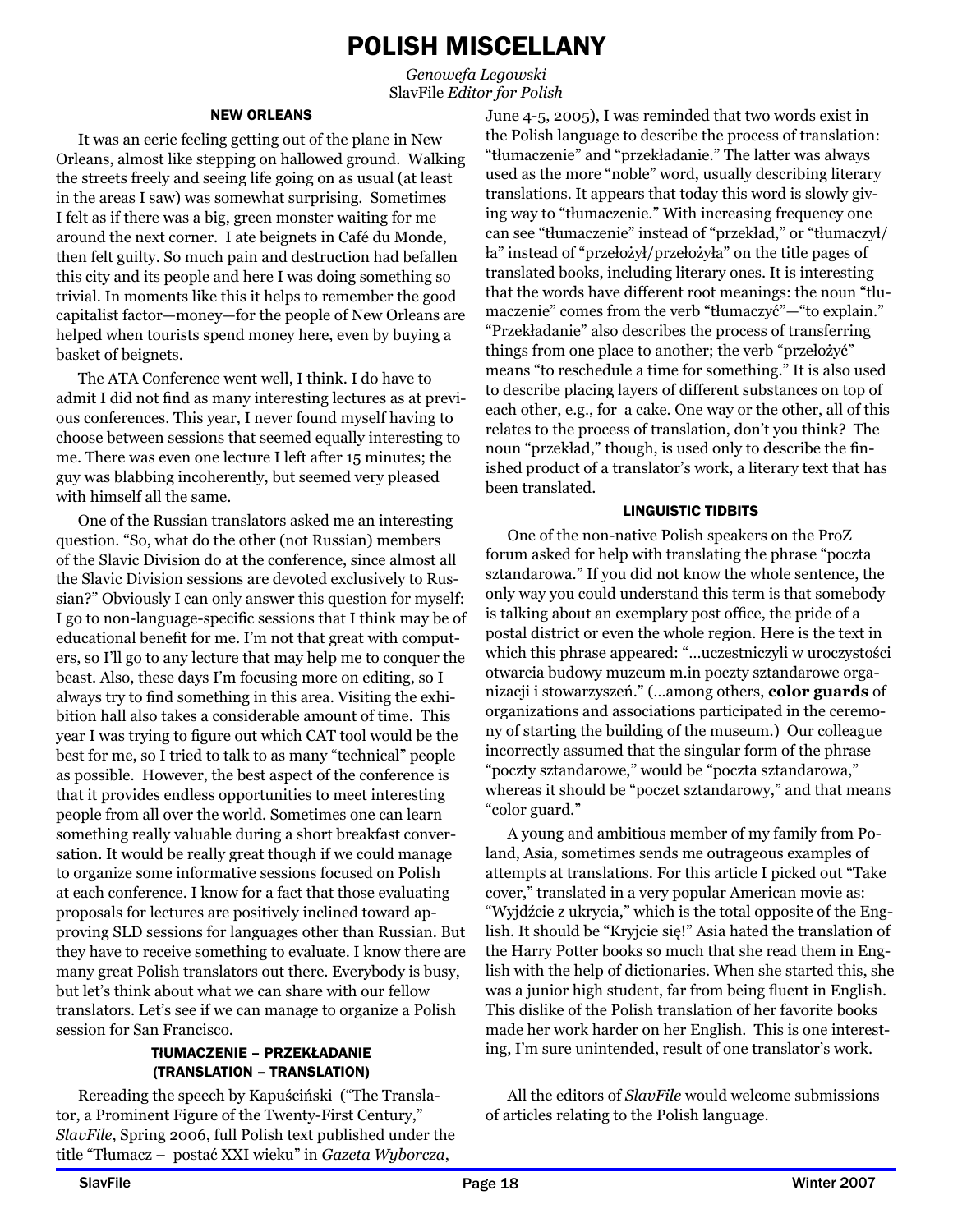# POLISH MISCELLANY

*Genowefa Legowski*
SlavFile *Editor for Polish*

## NEW ORLEANS

It was an eerie feeling getting out of the plane in New Orleans, almost like stepping on hallowed ground. Walking the streets freely and seeing life going on as usual (at least in the areas I saw) was somewhat surprising. Sometimes I felt as if there was a big, green monster waiting for me around the next corner. I ate beignets in Café du Monde, then felt guilty. So much pain and destruction had befallen this city and its people and here I was doing something so trivial. In moments like this it helps to remember the good capitalist factor—money—for the people of New Orleans are helped when tourists spend money here, even by buying a basket of beignets.

The ATA Conference went well, I think. I do have to admit I did not find as many interesting lectures as at previous conferences. This year, I never found myself having to choose between sessions that seemed equally interesting to me. There was even one lecture I left after 15 minutes; the guy was blabbing incoherently, but seemed very pleased with himself all the same.

One of the Russian translators asked me an interesting question. "So, what do the other (not Russian) members of the Slavic Division do at the conference, since almost all the Slavic Division sessions are devoted exclusively to Russian?" Obviously I can only answer this question for myself: I go to non-language-specific sessions that I think may be of educational benefit for me. I'm not that great with computers, so I'll go to any lecture that may help me to conquer the beast. Also, these days I'm focusing more on editing, so I always try to find something in this area. Visiting the exhibition hall also takes a considerable amount of time. This year I was trying to figure out which CAT tool would be the best for me, so I tried to talk to as many "technical" people as possible. However, the best aspect of the conference is that it provides endless opportunities to meet interesting people from all over the world. Sometimes one can learn something really valuable during a short breakfast conversation. It would be really great though if we could manage to organize some informative sessions focused on Polish at each conference. I know for a fact that those evaluating proposals for lectures are positively inclined toward approving SLD sessions for languages other than Russian. But they have to receive something to evaluate. I know there are many great Polish translators out there. Everybody is busy, but let's think about what we can share with our fellow translators. Let's see if we can manage to organize a Polish session for San Francisco.

## TŁUMACZENIE – PRZEKŁADANIE (TRANSLATION – TRANSLATION)

Rereading the speech by Kapuściński ("The Translator, a Prominent Figure of the Twenty-First Century," *SlavFile*, Spring 2006, full Polish text published under the title "Tłumacz – postać XXI wieku" in *Gazeta Wyborcza*, June 4-5, 2005), I was reminded that two words exist in the Polish language to describe the process of translation: "tłumaczenie" and "przekładanie." The latter was always used as the more "noble" word, usually describing literary translations. It appears that today this word is slowly giving way to "tłumaczenie." With increasing frequency one can see "tłumaczenie" instead of "przekład," or "tłumaczył/ła" instead of "przełożył/przełożyła" on the title pages of translated books, including literary ones. It is interesting that the words have different root meanings: the noun "tłumaczenie" comes from the verb "tłumaczyć"—"to explain." "Przekładanie" also describes the process of transferring things from one place to another; the verb "przełożyć" means "to reschedule a time for something." It is also used to describe placing layers of different substances on top of each other, e.g., for a cake. One way or the other, all of this relates to the process of translation, don't you think? The noun "przekład," though, is used only to describe the finished product of a translator's work, a literary text that has been translated.

## LINGUISTIC TIDBITS

One of the non-native Polish speakers on the ProZ forum asked for help with translating the phrase "poczta sztandarowa." If you did not know the whole sentence, the only way you could understand this term is that somebody is talking about an exemplary post office, the pride of a postal district or even the whole region. Here is the text in which this phrase appeared: "…uczestniczyli w uroczystości otwarcia budowy muzeum m.in poczty sztandarowe organizacji i stowarzyszeń." (…among others, **color guards** of organizations and associations participated in the ceremony of starting the building of the museum.) Our colleague incorrectly assumed that the singular form of the phrase "poczty sztandarowe," would be "poczta sztandarowa," whereas it should be "poczet sztandarowy," and that means "color guard."

A young and ambitious member of my family from Poland, Asia, sometimes sends me outrageous examples of attempts at translations. For this article I picked out "Take cover," translated in a very popular American movie as: "Wyjdźcie z ukrycia," which is the total opposite of the English. It should be "Kryjcie się!" Asia hated the translation of the Harry Potter books so much that she read them in English with the help of dictionaries. When she started this, she was a junior high student, far from being fluent in English. This dislike of the Polish translation of her favorite books made her work harder on her English. This is one interesting, I'm sure unintended, result of one translator's work.

All the editors of *SlavFile* would welcome submissions of articles relating to the Polish language.